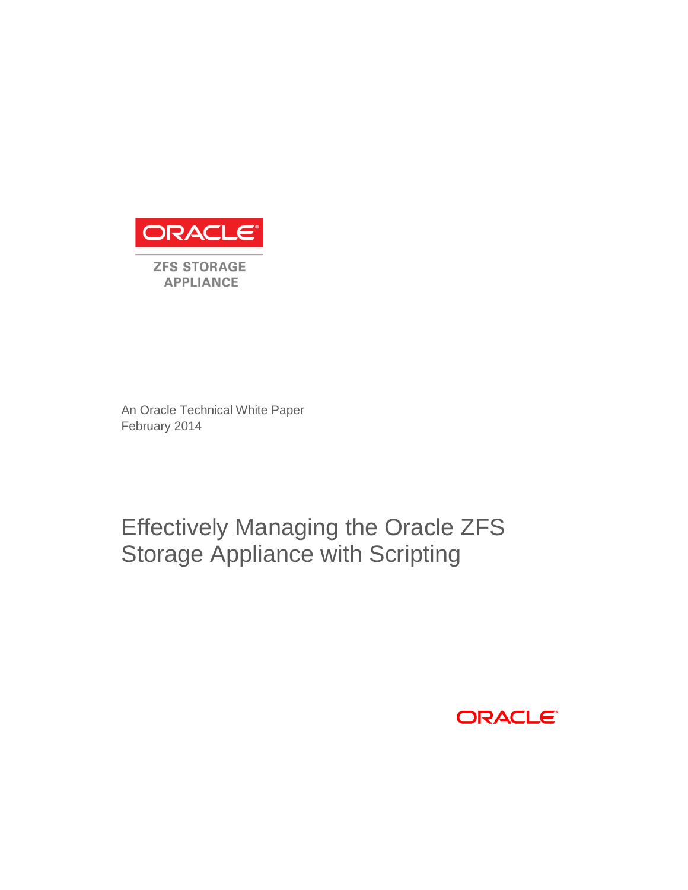ORACLE

ZFS STORAGE APPLIANCE

An Oracle Technical White Paper
February 2014

# Effectively Managing the Oracle ZFS Storage Appliance with Scripting

ORACLE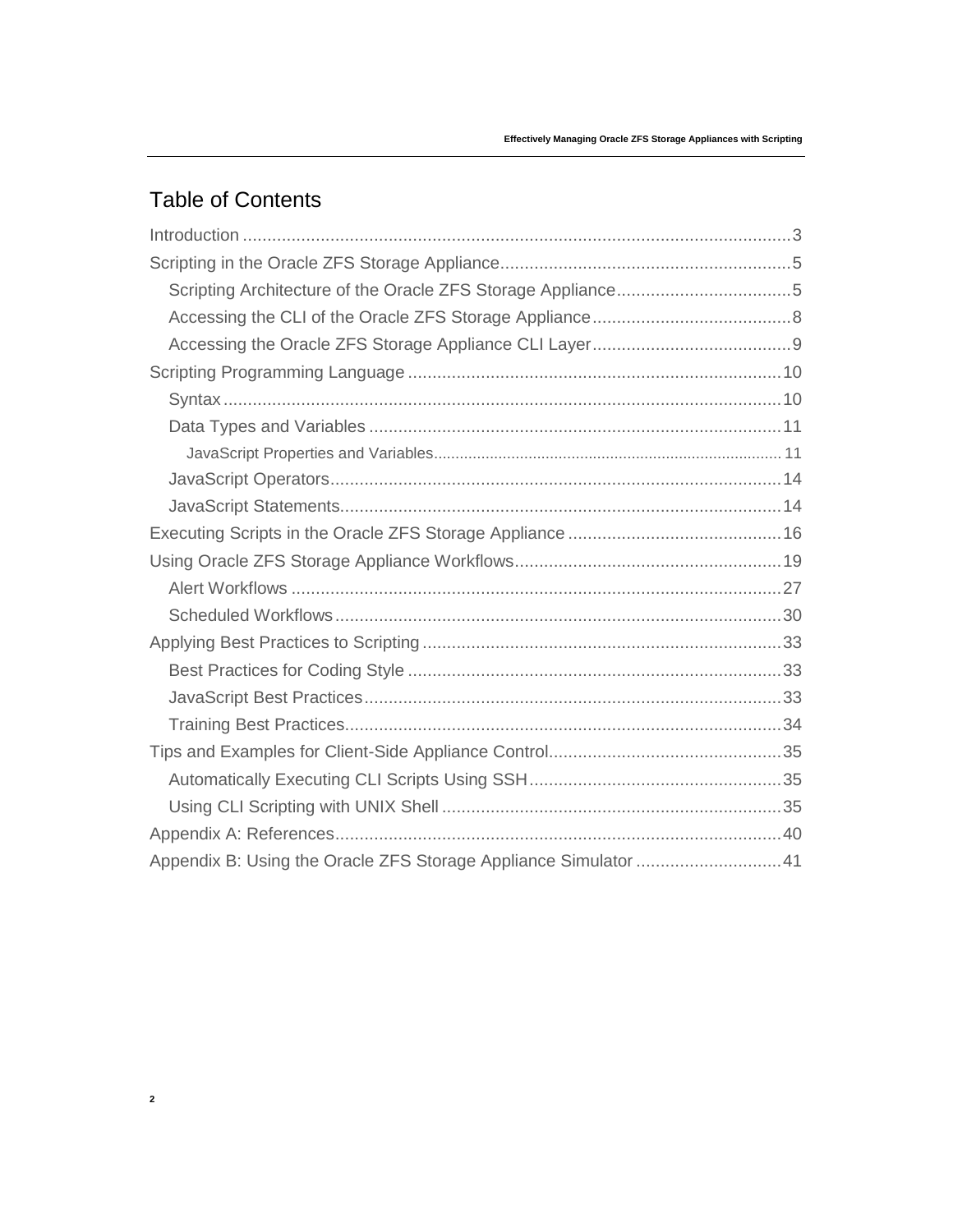# Table of Contents

- Introduction ..... 3
- Scripting in the Oracle ZFS Storage Appliance ..... 5
  - Scripting Architecture of the Oracle ZFS Storage Appliance ..... 5
  - Accessing the CLI of the Oracle ZFS Storage Appliance ..... 8
  - Accessing the Oracle ZFS Storage Appliance CLI Layer ..... 9
- Scripting Programming Language ..... 10
  - Syntax ..... 10
  - Data Types and Variables ..... 11
    - JavaScript Properties and Variables ..... 11
  - JavaScript Operators ..... 14
  - JavaScript Statements ..... 14
- Executing Scripts in the Oracle ZFS Storage Appliance ..... 16
- Using Oracle ZFS Storage Appliance Workflows ..... 19
  - Alert Workflows ..... 27
  - Scheduled Workflows ..... 30
- Applying Best Practices to Scripting ..... 33
  - Best Practices for Coding Style ..... 33
  - JavaScript Best Practices ..... 33
  - Training Best Practices ..... 34
- Tips and Examples for Client-Side Appliance Control ..... 35
  - Automatically Executing CLI Scripts Using SSH ..... 35
  - Using CLI Scripting with UNIX Shell ..... 35
- Appendix A: References ..... 40
- Appendix B: Using the Oracle ZFS Storage Appliance Simulator ..... 41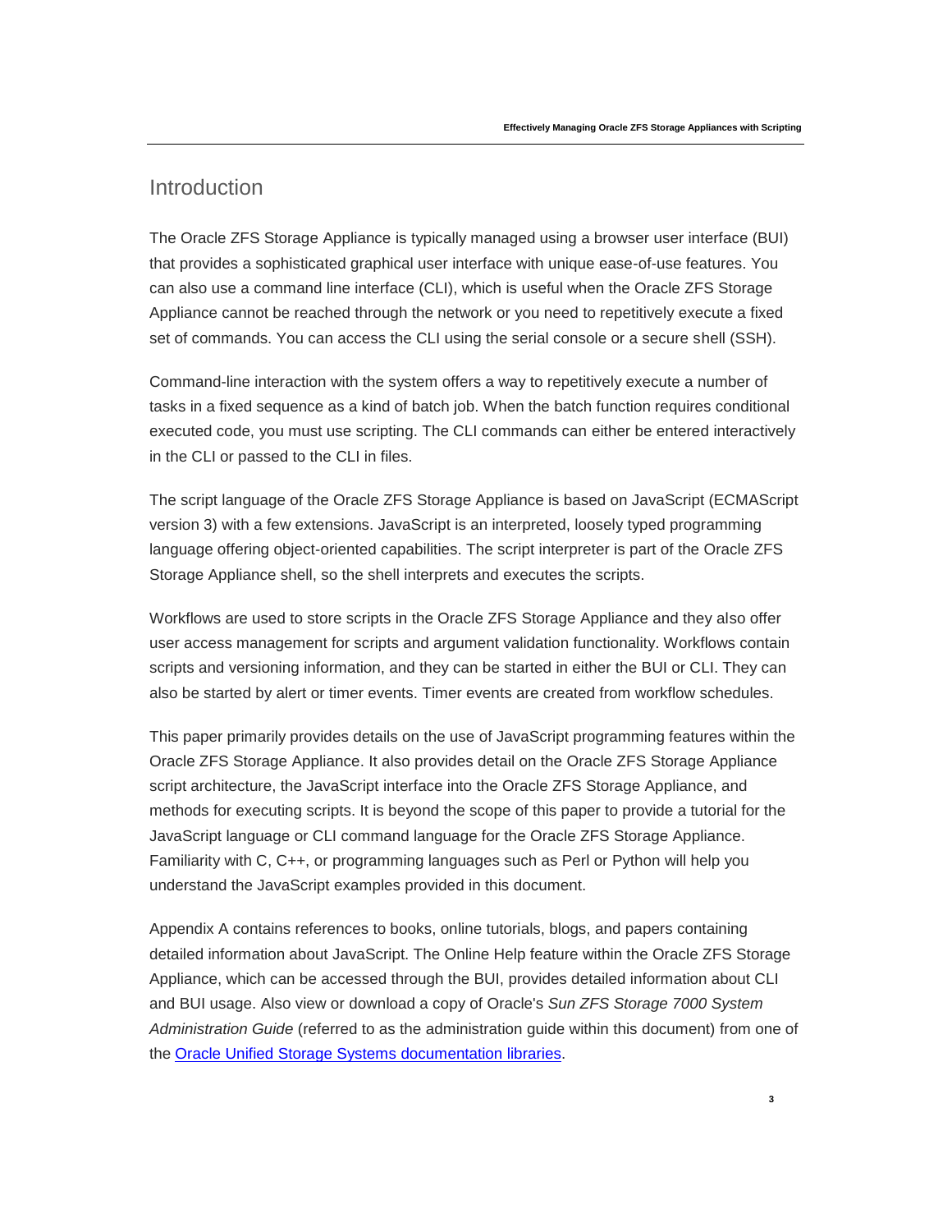## Introduction

The Oracle ZFS Storage Appliance is typically managed using a browser user interface (BUI) that provides a sophisticated graphical user interface with unique ease-of-use features. You can also use a command line interface (CLI), which is useful when the Oracle ZFS Storage Appliance cannot be reached through the network or you need to repetitively execute a fixed set of commands. You can access the CLI using the serial console or a secure shell (SSH).

Command-line interaction with the system offers a way to repetitively execute a number of tasks in a fixed sequence as a kind of batch job. When the batch function requires conditional executed code, you must use scripting. The CLI commands can either be entered interactively in the CLI or passed to the CLI in files.

The script language of the Oracle ZFS Storage Appliance is based on JavaScript (ECMAScript version 3) with a few extensions. JavaScript is an interpreted, loosely typed programming language offering object-oriented capabilities. The script interpreter is part of the Oracle ZFS Storage Appliance shell, so the shell interprets and executes the scripts.

Workflows are used to store scripts in the Oracle ZFS Storage Appliance and they also offer user access management for scripts and argument validation functionality. Workflows contain scripts and versioning information, and they can be started in either the BUI or CLI. They can also be started by alert or timer events. Timer events are created from workflow schedules.

This paper primarily provides details on the use of JavaScript programming features within the Oracle ZFS Storage Appliance. It also provides detail on the Oracle ZFS Storage Appliance script architecture, the JavaScript interface into the Oracle ZFS Storage Appliance, and methods for executing scripts. It is beyond the scope of this paper to provide a tutorial for the JavaScript language or CLI command language for the Oracle ZFS Storage Appliance. Familiarity with C, C++, or programming languages such as Perl or Python will help you understand the JavaScript examples provided in this document.

Appendix A contains references to books, online tutorials, blogs, and papers containing detailed information about JavaScript. The Online Help feature within the Oracle ZFS Storage Appliance, which can be accessed through the BUI, provides detailed information about CLI and BUI usage. Also view or download a copy of Oracle's *Sun ZFS Storage 7000 System Administration Guide* (referred to as the administration guide within this document) from one of the Oracle Unified Storage Systems documentation libraries.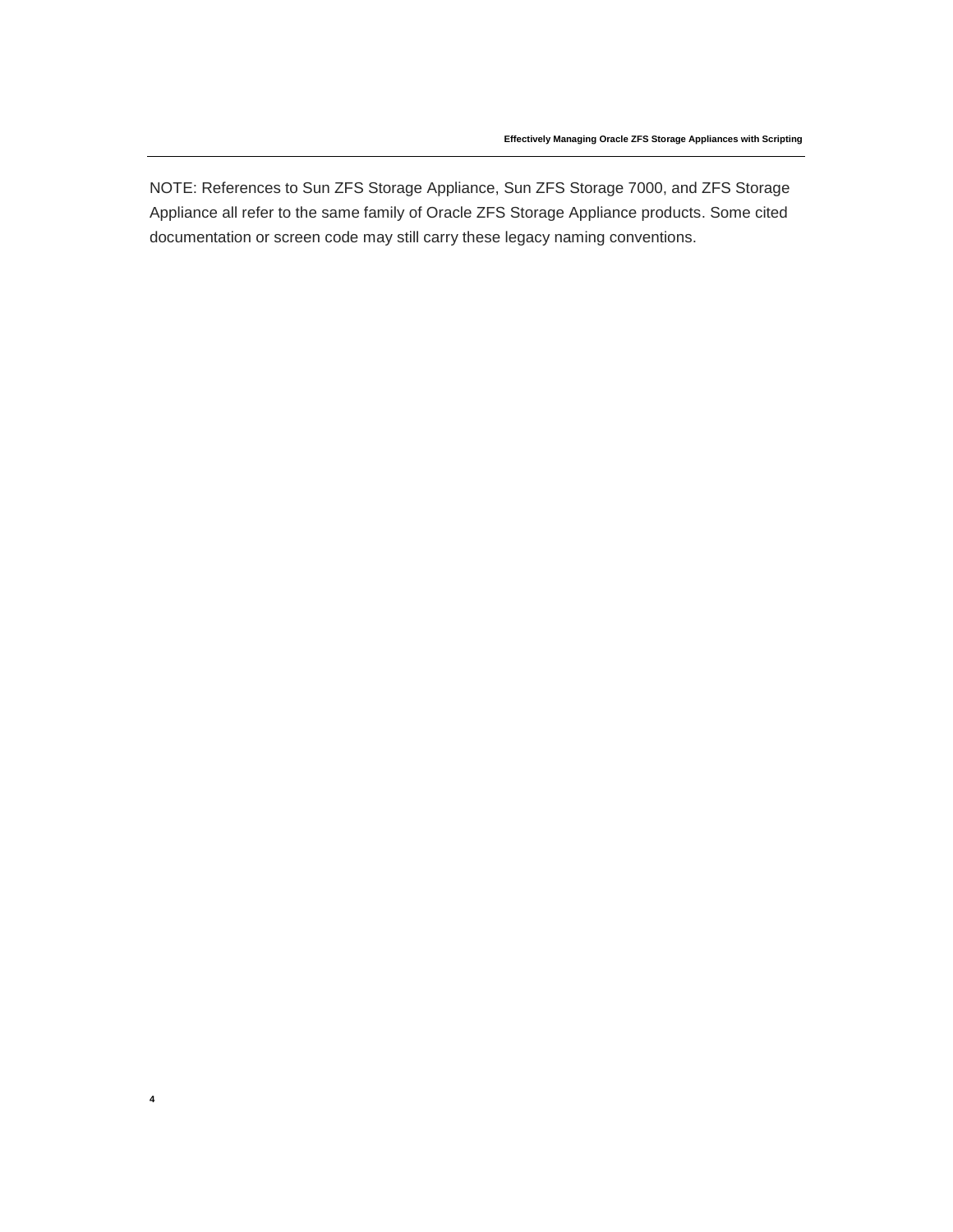NOTE: References to Sun ZFS Storage Appliance, Sun ZFS Storage 7000, and ZFS Storage Appliance all refer to the same family of Oracle ZFS Storage Appliance products. Some cited documentation or screen code may still carry these legacy naming conventions.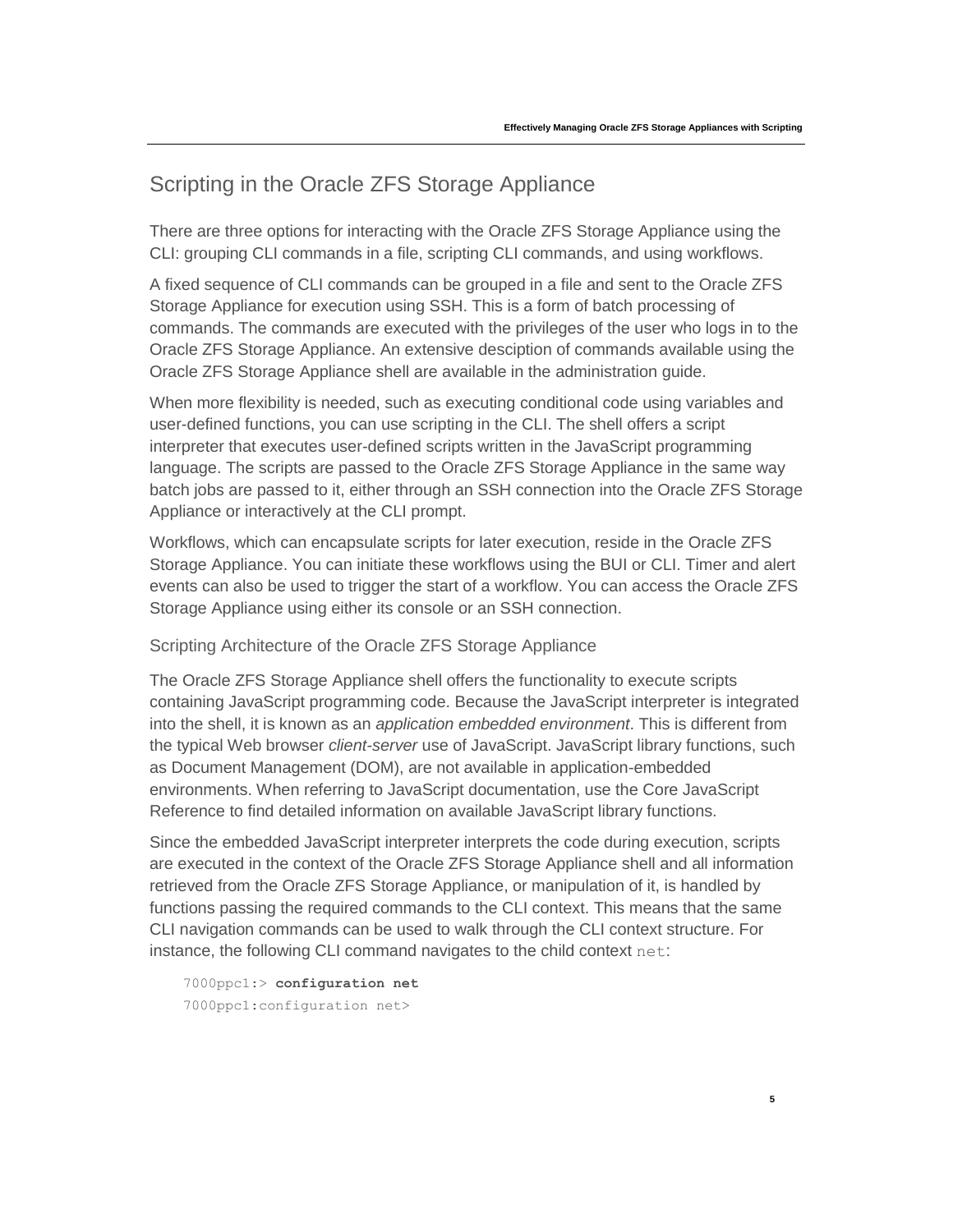## Scripting in the Oracle ZFS Storage Appliance

There are three options for interacting with the Oracle ZFS Storage Appliance using the CLI: grouping CLI commands in a file, scripting CLI commands, and using workflows.

A fixed sequence of CLI commands can be grouped in a file and sent to the Oracle ZFS Storage Appliance for execution using SSH. This is a form of batch processing of commands. The commands are executed with the privileges of the user who logs in to the Oracle ZFS Storage Appliance. An extensive desciption of commands available using the Oracle ZFS Storage Appliance shell are available in the administration guide.

When more flexibility is needed, such as executing conditional code using variables and user-defined functions, you can use scripting in the CLI. The shell offers a script interpreter that executes user-defined scripts written in the JavaScript programming language. The scripts are passed to the Oracle ZFS Storage Appliance in the same way batch jobs are passed to it, either through an SSH connection into the Oracle ZFS Storage Appliance or interactively at the CLI prompt.

Workflows, which can encapsulate scripts for later execution, reside in the Oracle ZFS Storage Appliance. You can initiate these workflows using the BUI or CLI. Timer and alert events can also be used to trigger the start of a workflow. You can access the Oracle ZFS Storage Appliance using either its console or an SSH connection.

### Scripting Architecture of the Oracle ZFS Storage Appliance

The Oracle ZFS Storage Appliance shell offers the functionality to execute scripts containing JavaScript programming code. Because the JavaScript interpreter is integrated into the shell, it is known as an *application embedded environment*. This is different from the typical Web browser *client-server* use of JavaScript. JavaScript library functions, such as Document Management (DOM), are not available in application-embedded environments. When referring to JavaScript documentation, use the Core JavaScript Reference to find detailed information on available JavaScript library functions.

Since the embedded JavaScript interpreter interprets the code during execution, scripts are executed in the context of the Oracle ZFS Storage Appliance shell and all information retrieved from the Oracle ZFS Storage Appliance, or manipulation of it, is handled by functions passing the required commands to the CLI context. This means that the same CLI navigation commands can be used to walk through the CLI context structure. For instance, the following CLI command navigates to the child context `net`:

```
7000ppc1:> configuration net
7000ppc1:configuration net>
```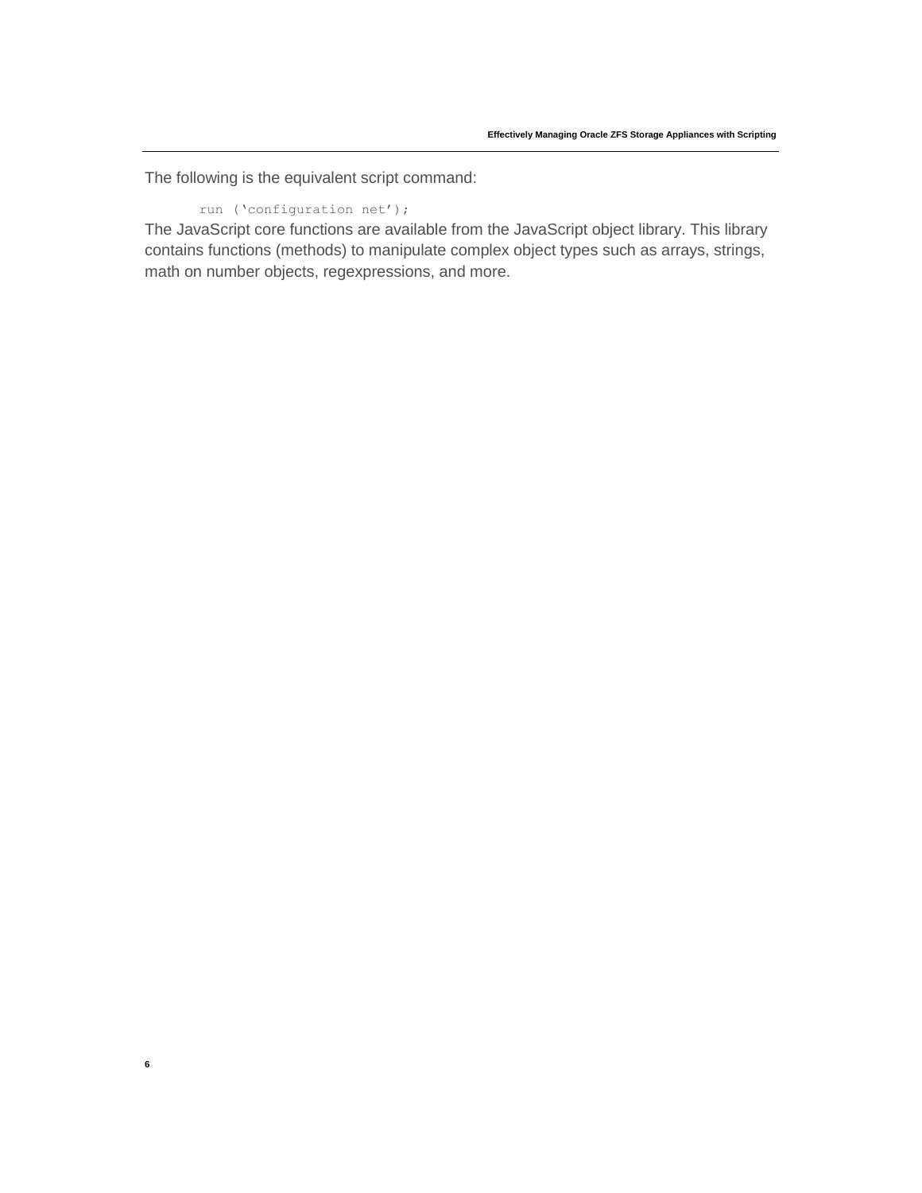The following is the equivalent script command:

```
run ('configuration net');
```

The JavaScript core functions are available from the JavaScript object library. This library contains functions (methods) to manipulate complex object types such as arrays, strings, math on number objects, regexpressions, and more.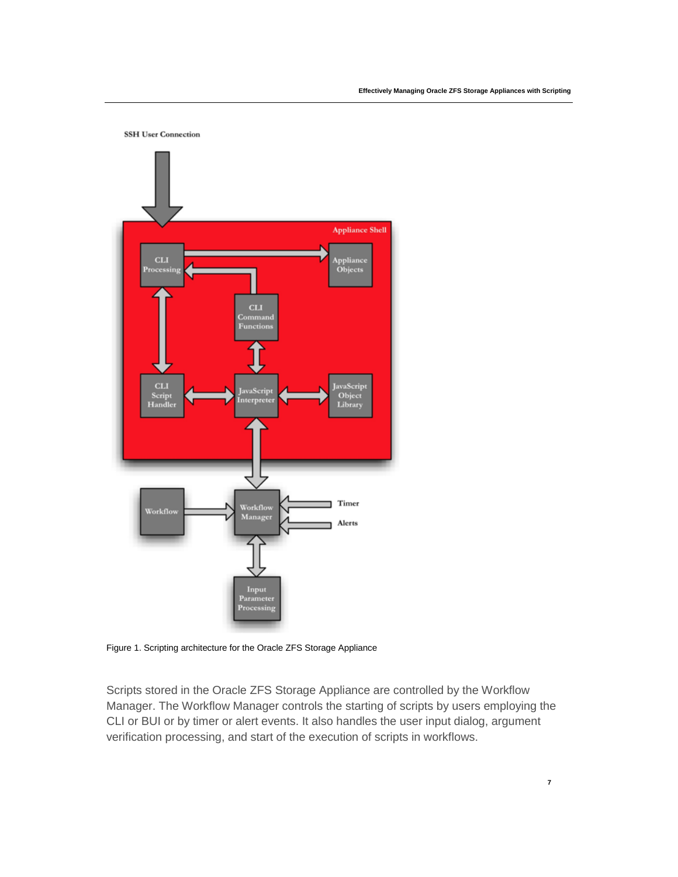Figure 1. Scripting architecture for the Oracle ZFS Storage Appliance

Scripts stored in the Oracle ZFS Storage Appliance are controlled by the Workflow Manager. The Workflow Manager controls the starting of scripts by users employing the CLI or BUI or by timer or alert events. It also handles the user input dialog, argument verification processing, and start of the execution of scripts in workflows.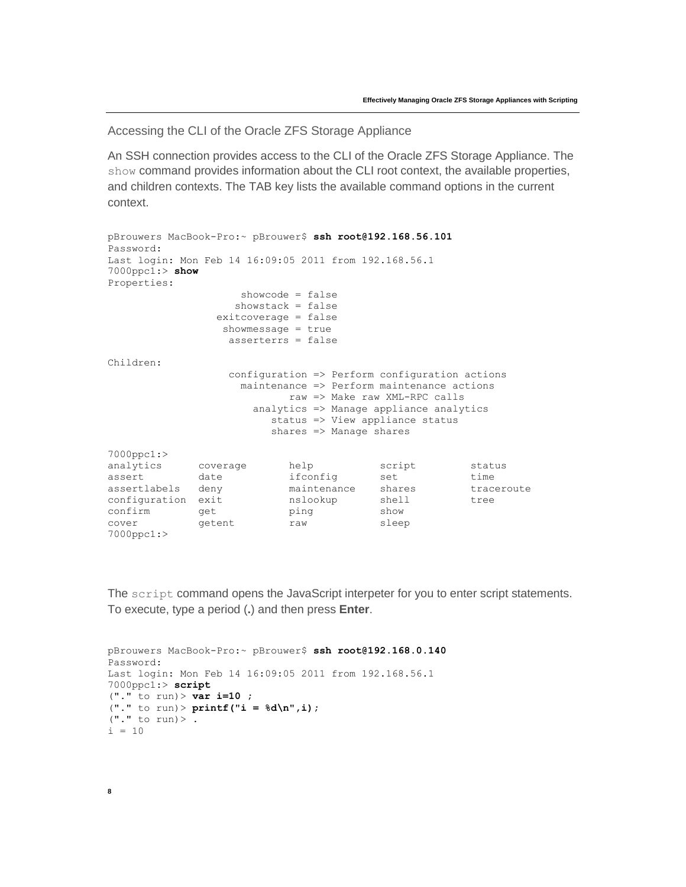## Accessing the CLI of the Oracle ZFS Storage Appliance

An SSH connection provides access to the CLI of the Oracle ZFS Storage Appliance. The `show` command provides information about the CLI root context, the available properties, and children contexts. The TAB key lists the available command options in the current context.

```
pBrouwers MacBook-Pro:~ pBrouwer$ ssh root@192.168.56.101
Password:
Last login: Mon Feb 14 16:09:05 2011 from 192.168.56.1
7000ppc1:> show
Properties:
                      showcode = false
                     showstack = false
                  exitcoverage = false
                   showmessage = true
                    asserterrs = false

Children:
                    configuration => Perform configuration actions
                      maintenance => Perform maintenance actions
                              raw => Make raw XML-RPC calls
                        analytics => Manage appliance analytics
                           status => View appliance status
                           shares => Manage shares

7000ppc1:>
analytics      coverage       help           script         status
assert         date           ifconfig       set            time
assertlabels   deny           maintenance    shares         traceroute
configuration  exit           nslookup       shell          tree
confirm        get            ping           show
cover          getent         raw            sleep
7000ppc1:>
```

The `script` command opens the JavaScript interpeter for you to enter script statements. To execute, type a period (**.**) and then press **Enter**.

```
pBrouwers MacBook-Pro:~ pBrouwer$ ssh root@192.168.0.140
Password:
Last login: Mon Feb 14 16:09:05 2011 from 192.168.56.1
7000ppc1:> script
("." to run)> var i=10 ;
("." to run)> printf("i = %d\n",i);
("." to run)> .
i = 10
```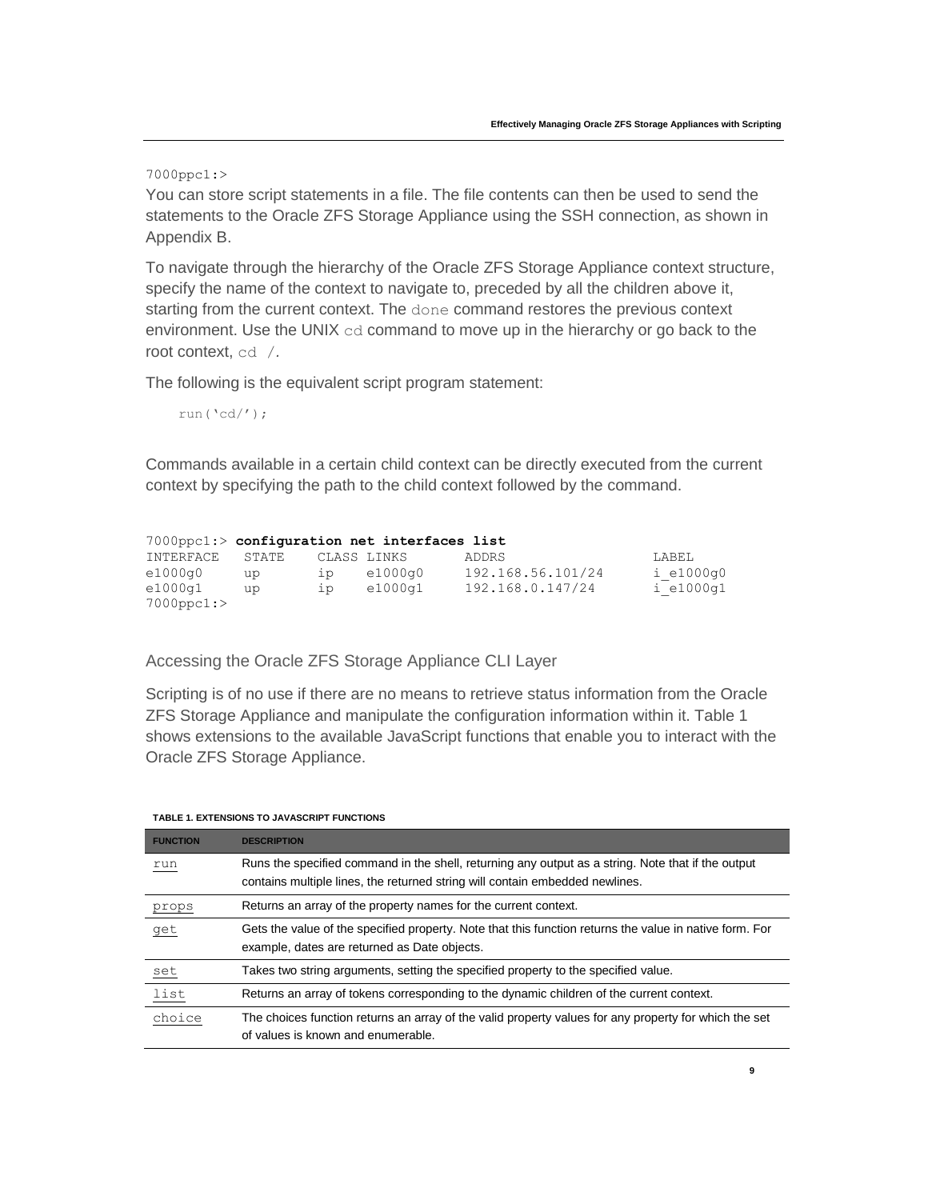```
7000ppc1:>
```

You can store script statements in a file. The file contents can then be used to send the statements to the Oracle ZFS Storage Appliance using the SSH connection, as shown in Appendix B.

To navigate through the hierarchy of the Oracle ZFS Storage Appliance context structure, specify the name of the context to navigate to, preceded by all the children above it, starting from the current context. The `done` command restores the previous context environment. Use the UNIX `cd` command to move up in the hierarchy or go back to the root context, `cd /`.

The following is the equivalent script program statement:

```
run('cd/');
```

Commands available in a certain child context can be directly executed from the current context by specifying the path to the child context followed by the command.

```
7000ppc1:> configuration net interfaces list
INTERFACE   STATE    CLASS LINKS      ADDRS               LABEL
e1000g0     up       ip    e1000g0    192.168.56.101/24   i_e1000g0
e1000g1     up       ip    e1000g1    192.168.0.147/24    i_e1000g1
7000ppc1:>
```

## Accessing the Oracle ZFS Storage Appliance CLI Layer

Scripting is of no use if there are no means to retrieve status information from the Oracle ZFS Storage Appliance and manipulate the configuration information within it. Table 1 shows extensions to the available JavaScript functions that enable you to interact with the Oracle ZFS Storage Appliance.

**TABLE 1. EXTENSIONS TO JAVASCRIPT FUNCTIONS**

| FUNCTION | DESCRIPTION |
|---|---|
| run | Runs the specified command in the shell, returning any output as a string. Note that if the output contains multiple lines, the returned string will contain embedded newlines. |
| props | Returns an array of the property names for the current context. |
| get | Gets the value of the specified property. Note that this function returns the value in native form. For example, dates are returned as Date objects. |
| set | Takes two string arguments, setting the specified property to the specified value. |
| list | Returns an array of tokens corresponding to the dynamic children of the current context. |
| choice | The choices function returns an array of the valid property values for any property for which the set of values is known and enumerable. |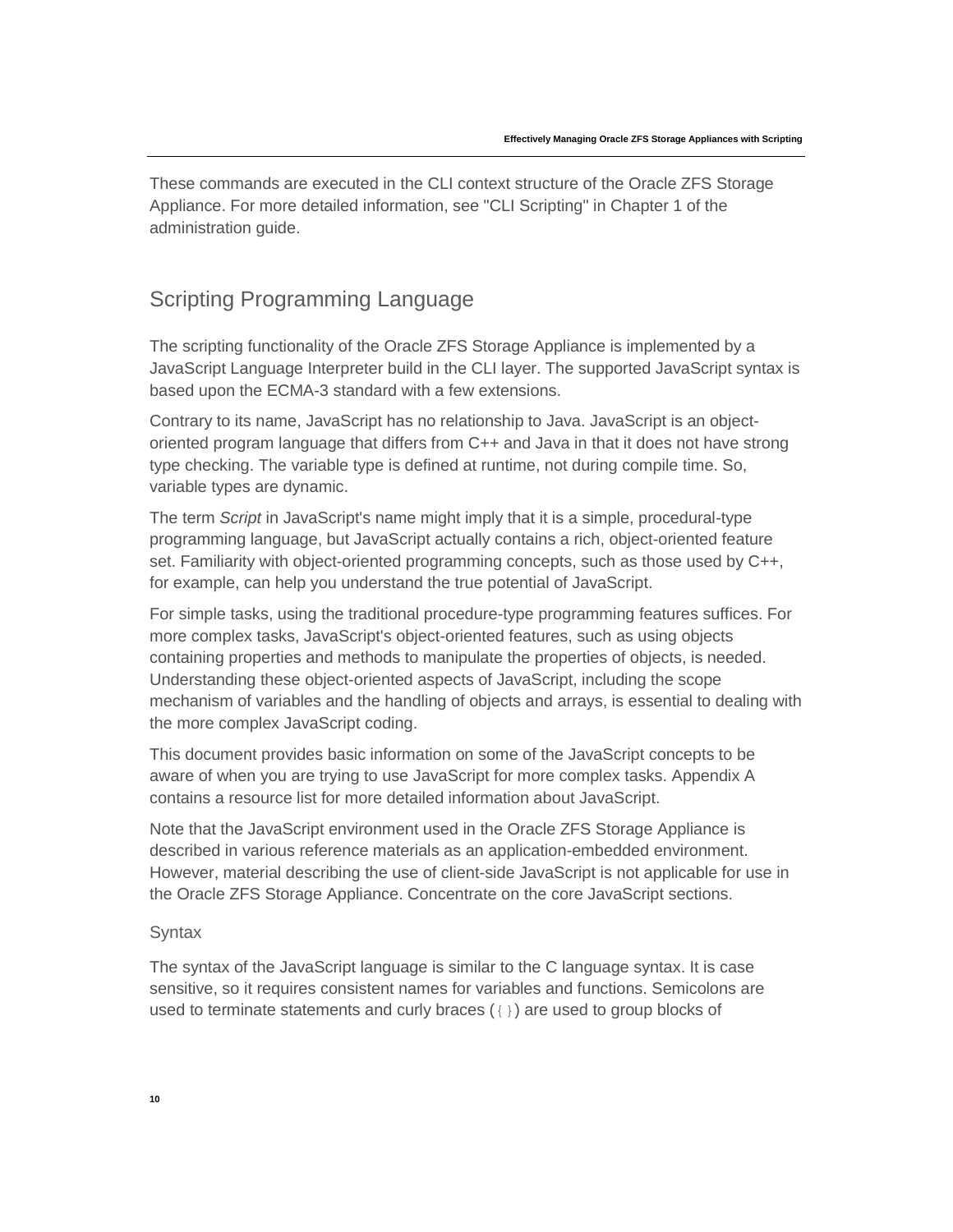These commands are executed in the CLI context structure of the Oracle ZFS Storage Appliance. For more detailed information, see "CLI Scripting" in Chapter 1 of the administration guide.

## Scripting Programming Language

The scripting functionality of the Oracle ZFS Storage Appliance is implemented by a JavaScript Language Interpreter build in the CLI layer. The supported JavaScript syntax is based upon the ECMA-3 standard with a few extensions.

Contrary to its name, JavaScript has no relationship to Java. JavaScript is an object-oriented program language that differs from C++ and Java in that it does not have strong type checking. The variable type is defined at runtime, not during compile time. So, variable types are dynamic.

The term *Script* in JavaScript's name might imply that it is a simple, procedural-type programming language, but JavaScript actually contains a rich, object-oriented feature set. Familiarity with object-oriented programming concepts, such as those used by C++, for example, can help you understand the true potential of JavaScript.

For simple tasks, using the traditional procedure-type programming features suffices. For more complex tasks, JavaScript's object-oriented features, such as using objects containing properties and methods to manipulate the properties of objects, is needed. Understanding these object-oriented aspects of JavaScript, including the scope mechanism of variables and the handling of objects and arrays, is essential to dealing with the more complex JavaScript coding.

This document provides basic information on some of the JavaScript concepts to be aware of when you are trying to use JavaScript for more complex tasks. Appendix A contains a resource list for more detailed information about JavaScript.

Note that the JavaScript environment used in the Oracle ZFS Storage Appliance is described in various reference materials as an application-embedded environment. However, material describing the use of client-side JavaScript is not applicable for use in the Oracle ZFS Storage Appliance. Concentrate on the core JavaScript sections.

### Syntax

The syntax of the JavaScript language is similar to the C language syntax. It is case sensitive, so it requires consistent names for variables and functions. Semicolons are used to terminate statements and curly braces (`{}`) are used to group blocks of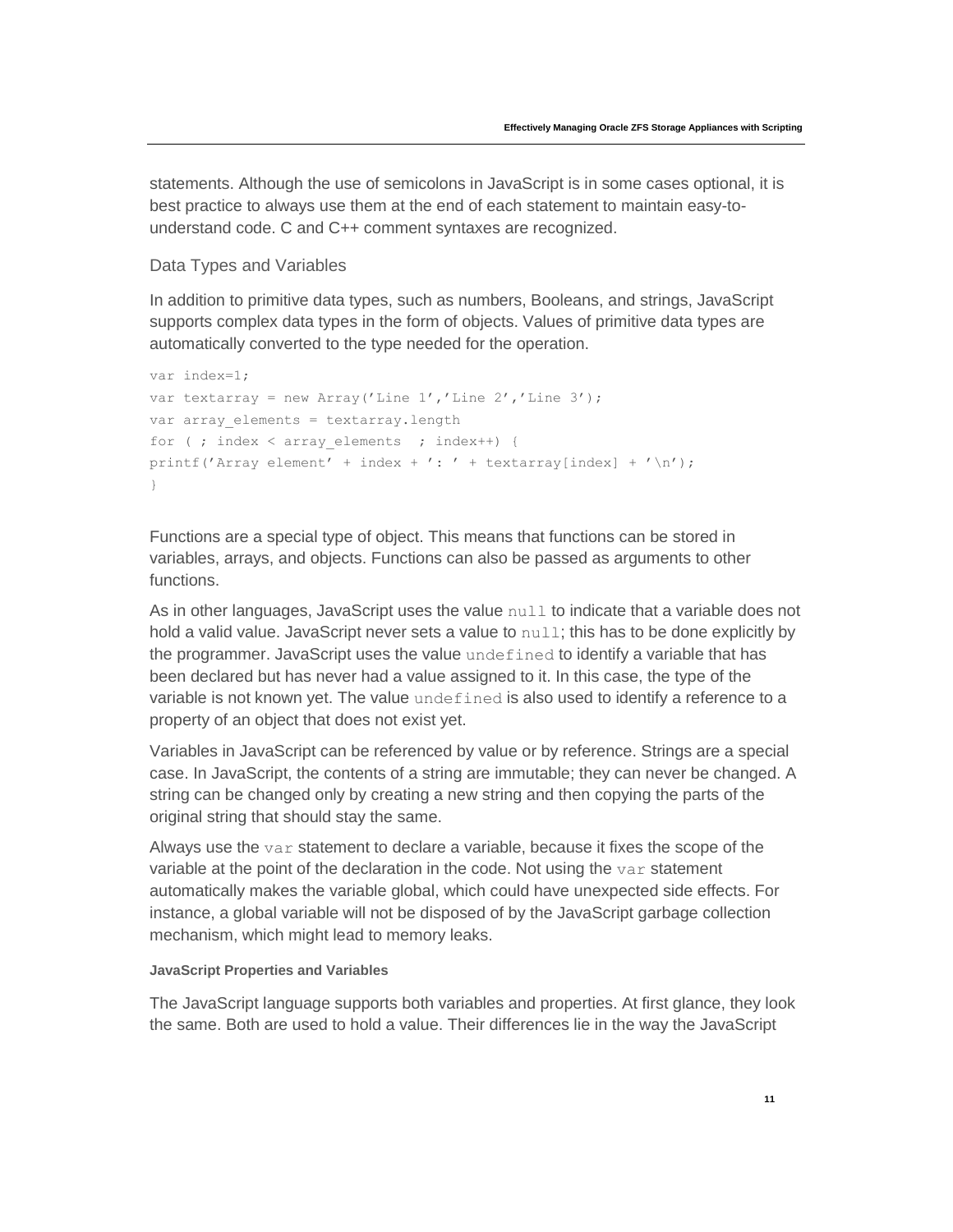statements. Although the use of semicolons in JavaScript is in some cases optional, it is best practice to always use them at the end of each statement to maintain easy-to-understand code. C and C++ comment syntaxes are recognized.

## Data Types and Variables

In addition to primitive data types, such as numbers, Booleans, and strings, JavaScript supports complex data types in the form of objects. Values of primitive data types are automatically converted to the type needed for the operation.

```
var index=1;
var textarray = new Array('Line 1','Line 2','Line 3');
var array_elements = textarray.length
for ( ; index < array_elements  ; index++) {
printf('Array element' + index + ': ' + textarray[index] + '\n');
}
```

Functions are a special type of object. This means that functions can be stored in variables, arrays, and objects. Functions can also be passed as arguments to other functions.

As in other languages, JavaScript uses the value `null` to indicate that a variable does not hold a valid value. JavaScript never sets a value to `null`; this has to be done explicitly by the programmer. JavaScript uses the value `undefined` to identify a variable that has been declared but has never had a value assigned to it. In this case, the type of the variable is not known yet. The value `undefined` is also used to identify a reference to a property of an object that does not exist yet.

Variables in JavaScript can be referenced by value or by reference. Strings are a special case. In JavaScript, the contents of a string are immutable; they can never be changed. A string can be changed only by creating a new string and then copying the parts of the original string that should stay the same.

Always use the `var` statement to declare a variable, because it fixes the scope of the variable at the point of the declaration in the code. Not using the `var` statement automatically makes the variable global, which could have unexpected side effects. For instance, a global variable will not be disposed of by the JavaScript garbage collection mechanism, which might lead to memory leaks.

### JavaScript Properties and Variables

The JavaScript language supports both variables and properties. At first glance, they look the same. Both are used to hold a value. Their differences lie in the way the JavaScript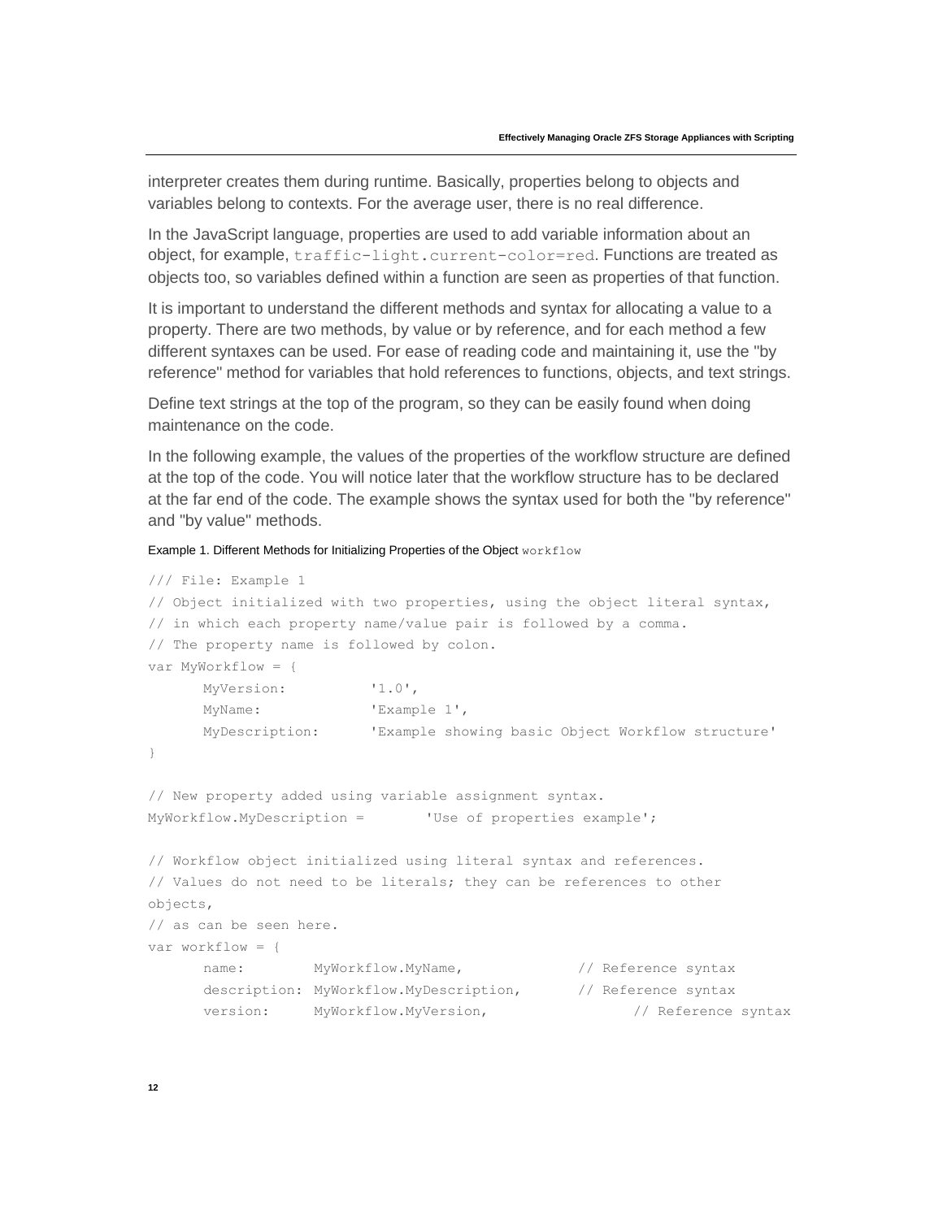interpreter creates them during runtime. Basically, properties belong to objects and variables belong to contexts. For the average user, there is no real difference.

In the JavaScript language, properties are used to add variable information about an object, for example, `traffic-light.current-color=red`. Functions are treated as objects too, so variables defined within a function are seen as properties of that function.

It is important to understand the different methods and syntax for allocating a value to a property. There are two methods, by value or by reference, and for each method a few different syntaxes can be used. For ease of reading code and maintaining it, use the "by reference" method for variables that hold references to functions, objects, and text strings.

Define text strings at the top of the program, so they can be easily found when doing maintenance on the code.

In the following example, the values of the properties of the workflow structure are defined at the top of the code. You will notice later that the workflow structure has to be declared at the far end of the code. The example shows the syntax used for both the "by reference" and "by value" methods.

Example 1. Different Methods for Initializing Properties of the Object `workflow`

```
/// File: Example 1
// Object initialized with two properties, using the object literal syntax,
// in which each property name/value pair is followed by a comma.
// The property name is followed by colon.
var MyWorkflow = {
      MyVersion:          '1.0',
      MyName:             'Example 1',
      MyDescription:      'Example showing basic Object Workflow structure'
}

// New property added using variable assignment syntax.
MyWorkflow.MyDescription =       'Use of properties example';

// Workflow object initialized using literal syntax and references.
// Values do not need to be literals; they can be references to other
objects,
// as can be seen here.
var workflow = {
      name:        MyWorkflow.MyName,             // Reference syntax
      description: MyWorkflow.MyDescription,      // Reference syntax
      version:     MyWorkflow.MyVersion,                 // Reference syntax
```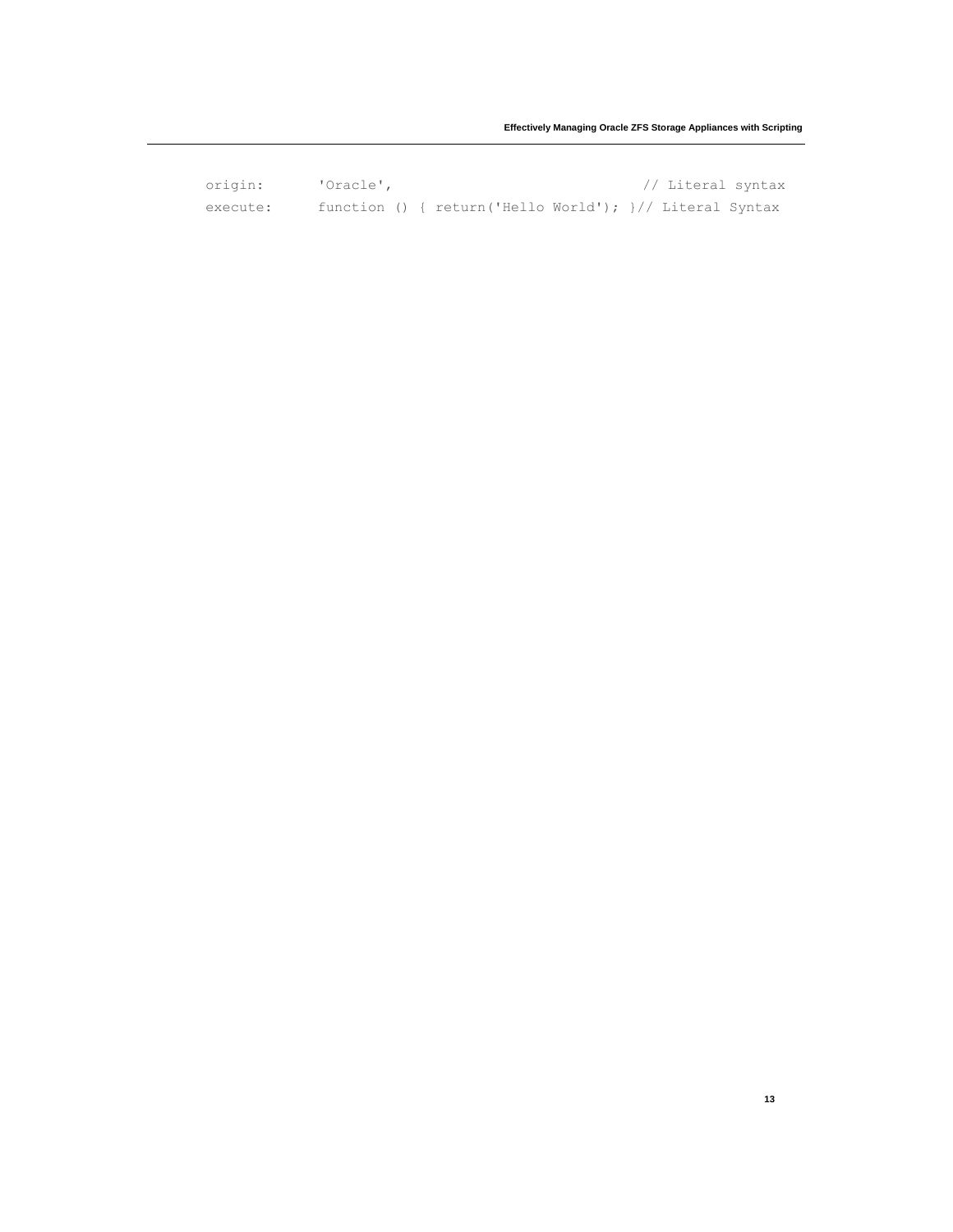```
origin:      'Oracle',                          // Literal syntax
execute:     function () { return('Hello World'); }// Literal Syntax
```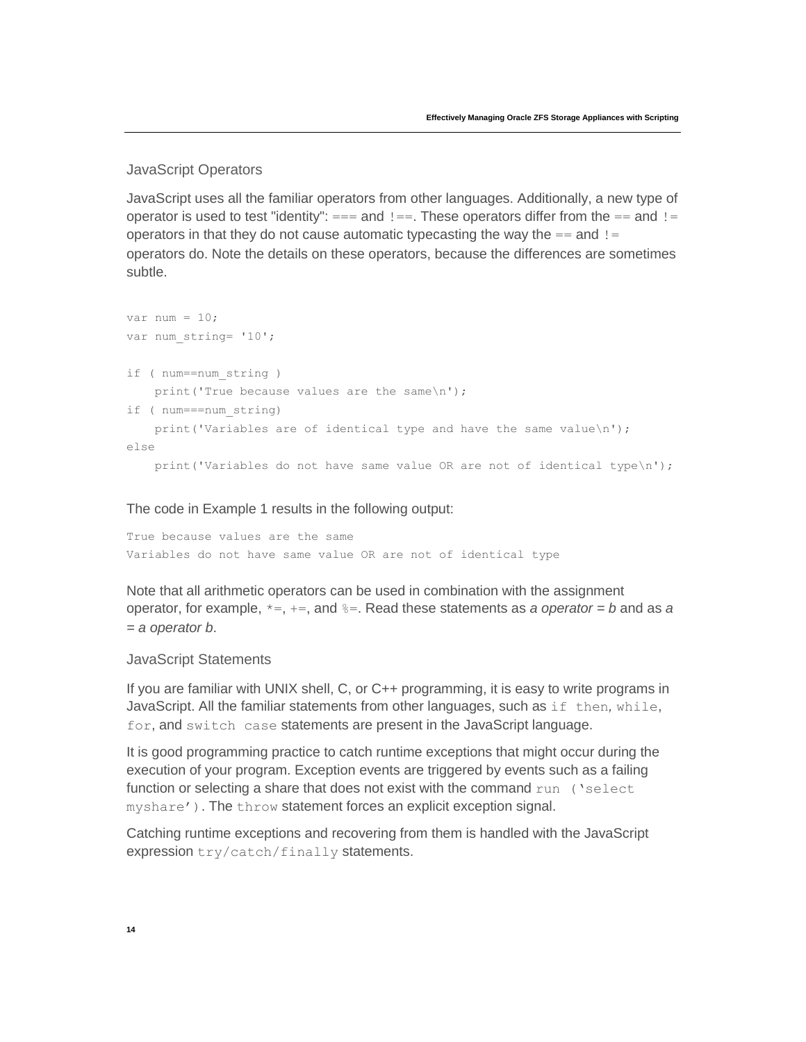### JavaScript Operators

JavaScript uses all the familiar operators from other languages. Additionally, a new type of operator is used to test "identity": `===` and `!==`. These operators differ from the `==` and `!=` operators in that they do not cause automatic typecasting the way the `==` and `!=` operators do. Note the details on these operators, because the differences are sometimes subtle.

```
var num = 10;
var num_string= '10';

if ( num==num_string )
    print('True because values are the same\n');
if ( num===num_string)
    print('Variables are of identical type and have the same value\n');
else
    print('Variables do not have same value OR are not of identical type\n');
```

The code in Example 1 results in the following output:

```
True because values are the same
Variables do not have same value OR are not of identical type
```

Note that all arithmetic operators can be used in combination with the assignment operator, for example, `*=`, `+=`, and `%=`. Read these statements as *a operator = b* and as *a = a operator b*.

### JavaScript Statements

If you are familiar with UNIX shell, C, or C++ programming, it is easy to write programs in JavaScript. All the familiar statements from other languages, such as `if then`, `while`, `for`, and `switch case` statements are present in the JavaScript language.

It is good programming practice to catch runtime exceptions that might occur during the execution of your program. Exception events are triggered by events such as a failing function or selecting a share that does not exist with the command `run ('select myshare')`. The `throw` statement forces an explicit exception signal.

Catching runtime exceptions and recovering from them is handled with the JavaScript expression `try/catch/finally` statements.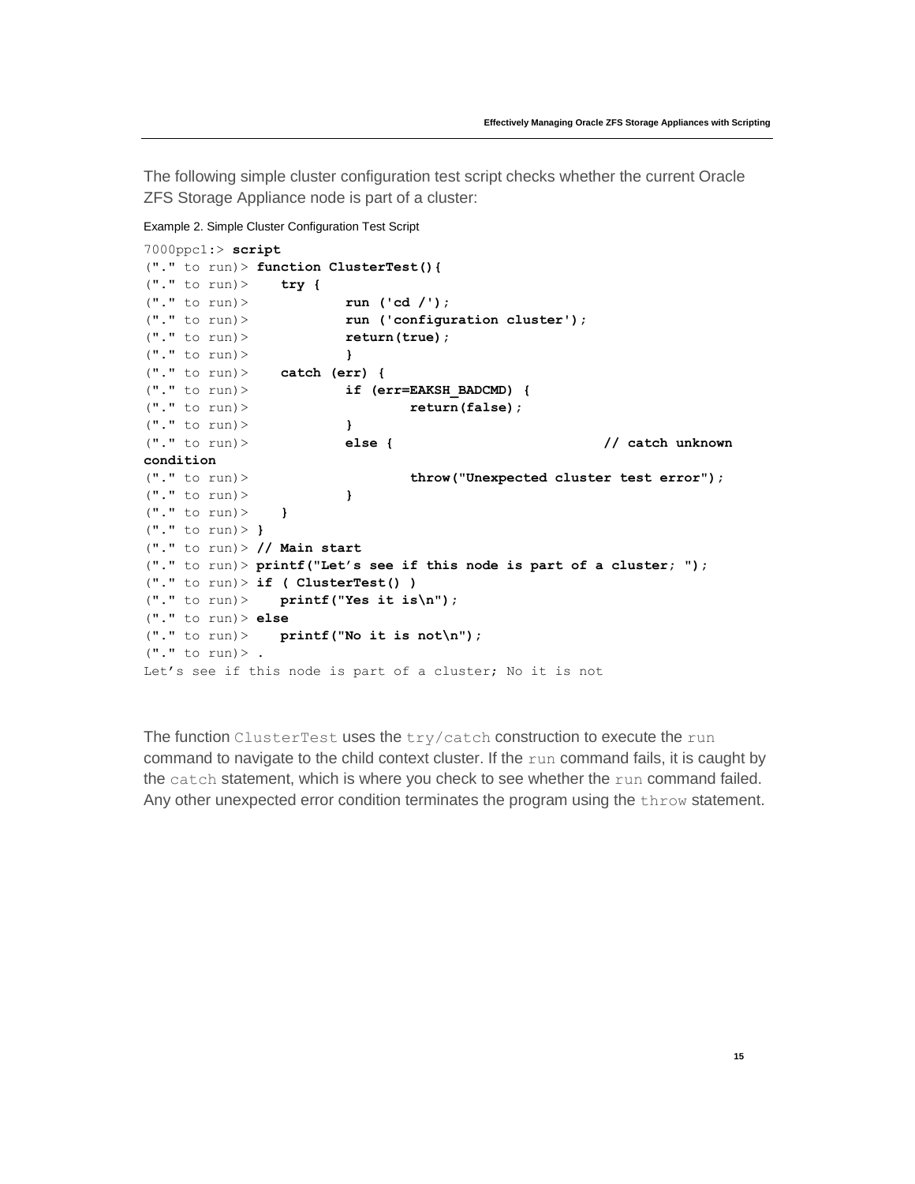The following simple cluster configuration test script checks whether the current Oracle ZFS Storage Appliance node is part of a cluster:

Example 2. Simple Cluster Configuration Test Script

```
7000ppc1:> script
("." to run)> function ClusterTest(){
("." to run)>    try {
("." to run)>            run ('cd /');
("." to run)>            run ('configuration cluster');
("." to run)>            return(true);
("." to run)>            }
("." to run)>    catch (err) {
("." to run)>            if (err=EAKSH_BADCMD) {
("." to run)>                    return(false);
("." to run)>            }
("." to run)>            else {                          // catch unknown
condition
("." to run)>                    throw("Unexpected cluster test error");
("." to run)>            }
("." to run)>    }
("." to run)> }
("." to run)> // Main start
("." to run)> printf("Let's see if this node is part of a cluster; ");
("." to run)> if ( ClusterTest() )
("." to run)>    printf("Yes it is\n");
("." to run)> else
("." to run)>    printf("No it is not\n");
("." to run)> .
Let's see if this node is part of a cluster; No it is not
```

The function `ClusterTest` uses the `try/catch` construction to execute the `run` command to navigate to the child context cluster. If the `run` command fails, it is caught by the `catch` statement, which is where you check to see whether the `run` command failed. Any other unexpected error condition terminates the program using the `throw` statement.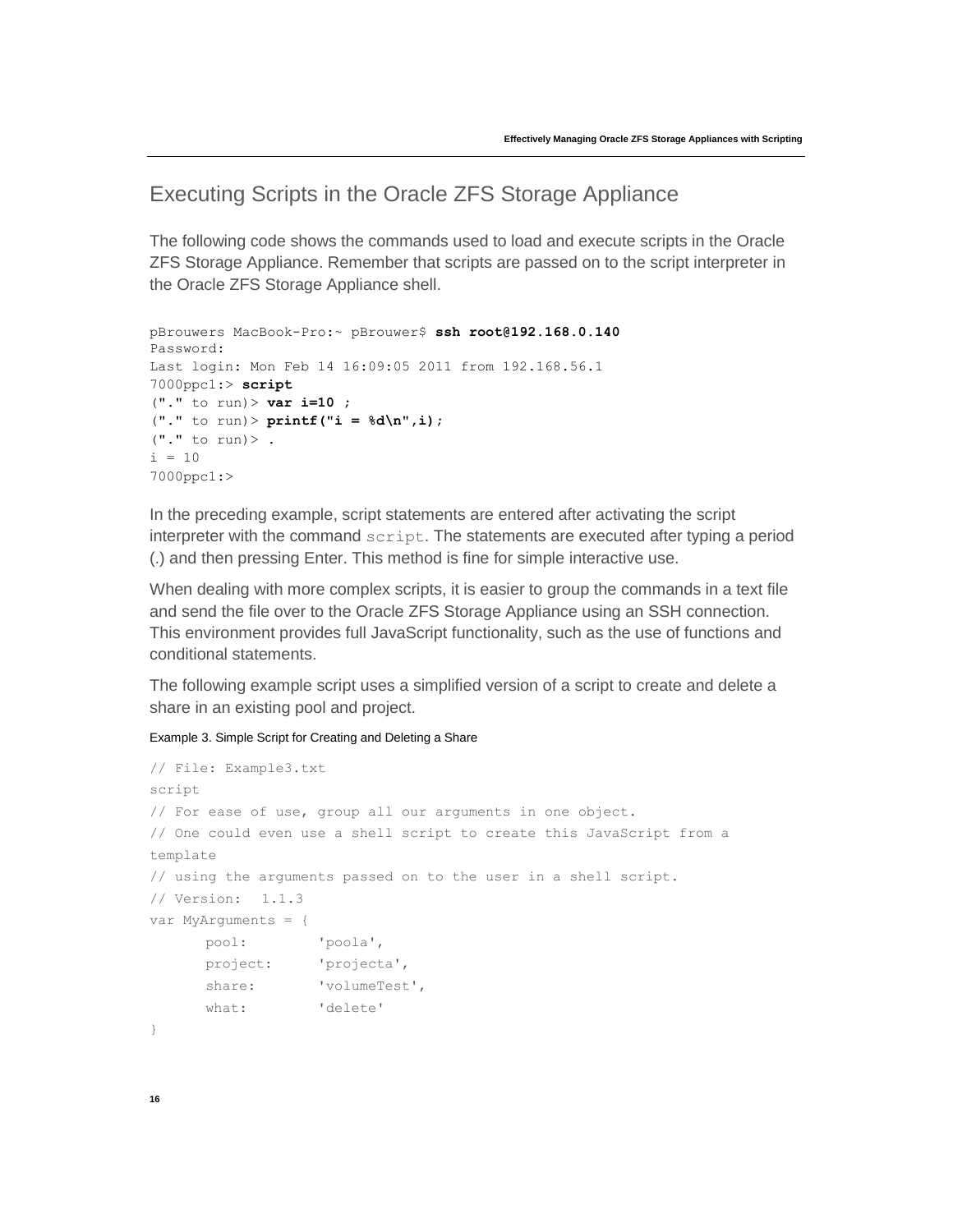## Executing Scripts in the Oracle ZFS Storage Appliance

The following code shows the commands used to load and execute scripts in the Oracle ZFS Storage Appliance. Remember that scripts are passed on to the script interpreter in the Oracle ZFS Storage Appliance shell.

```
pBrouwers MacBook-Pro:~ pBrouwer$ ssh root@192.168.0.140
Password:
Last login: Mon Feb 14 16:09:05 2011 from 192.168.56.1
7000ppc1:> script
("." to run)> var i=10 ;
("." to run)> printf("i = %d\n",i);
("." to run)> .
i = 10
7000ppc1:>
```

In the preceding example, script statements are entered after activating the script interpreter with the command `script`. The statements are executed after typing a period (.) and then pressing Enter. This method is fine for simple interactive use.

When dealing with more complex scripts, it is easier to group the commands in a text file and send the file over to the Oracle ZFS Storage Appliance using an SSH connection. This environment provides full JavaScript functionality, such as the use of functions and conditional statements.

The following example script uses a simplified version of a script to create and delete a share in an existing pool and project.

Example 3. Simple Script for Creating and Deleting a Share

```
// File: Example3.txt
script
// For ease of use, group all our arguments in one object.
// One could even use a shell script to create this JavaScript from a
template
// using the arguments passed on to the user in a shell script.
// Version:  1.1.3
var MyArguments = {
      pool:        'poola',
      project:     'projecta',
      share:       'volumeTest',
      what:        'delete'
}
```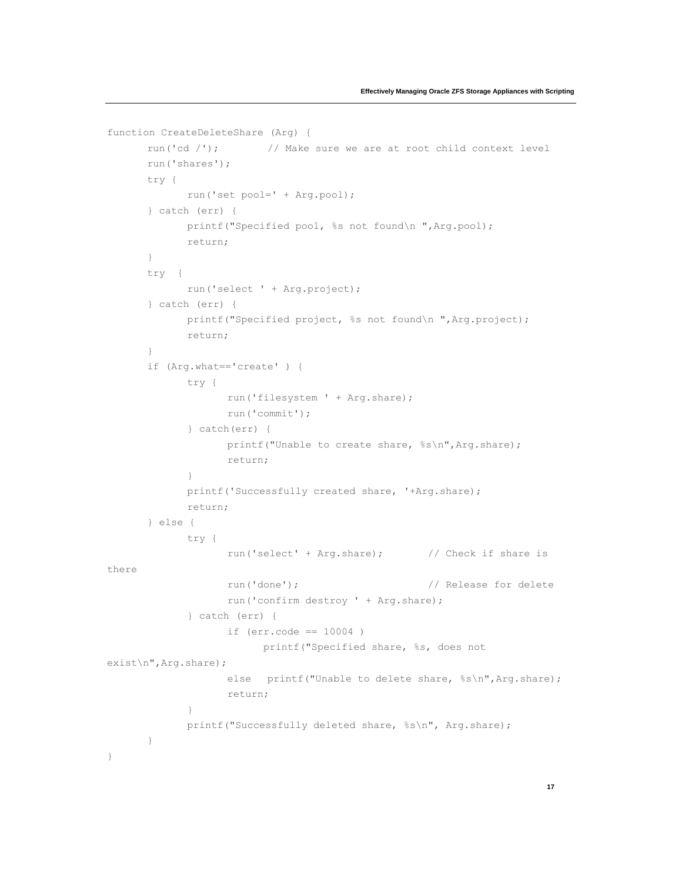```
function CreateDeleteShare (Arg) {
      run('cd /');        // Make sure we are at root child context level
      run('shares');
      try {
            run('set pool=' + Arg.pool);
      } catch (err) {
            printf("Specified pool, %s not found\n ",Arg.pool);
            return;
      }
      try  {
            run('select ' + Arg.project);
      } catch (err) {
            printf("Specified project, %s not found\n ",Arg.project);
            return;
      }
      if (Arg.what=='create' ) {
            try {
                  run('filesystem ' + Arg.share);
                  run('commit');
            } catch(err) {
                  printf("Unable to create share, %s\n",Arg.share);
                  return;
            }
            printf('Successfully created share, '+Arg.share);
            return;
      } else {
            try {
                  run('select' + Arg.share);       // Check if share is
there
                  run('done');                     // Release for delete
                  run('confirm destroy ' + Arg.share);
            } catch (err) {
                  if (err.code == 10004 )
                        printf("Specified share, %s, does not
exist\n",Arg.share);
                  else   printf("Unable to delete share, %s\n",Arg.share);
                  return;
            }
            printf("Successfully deleted share, %s\n", Arg.share);
      }
}
```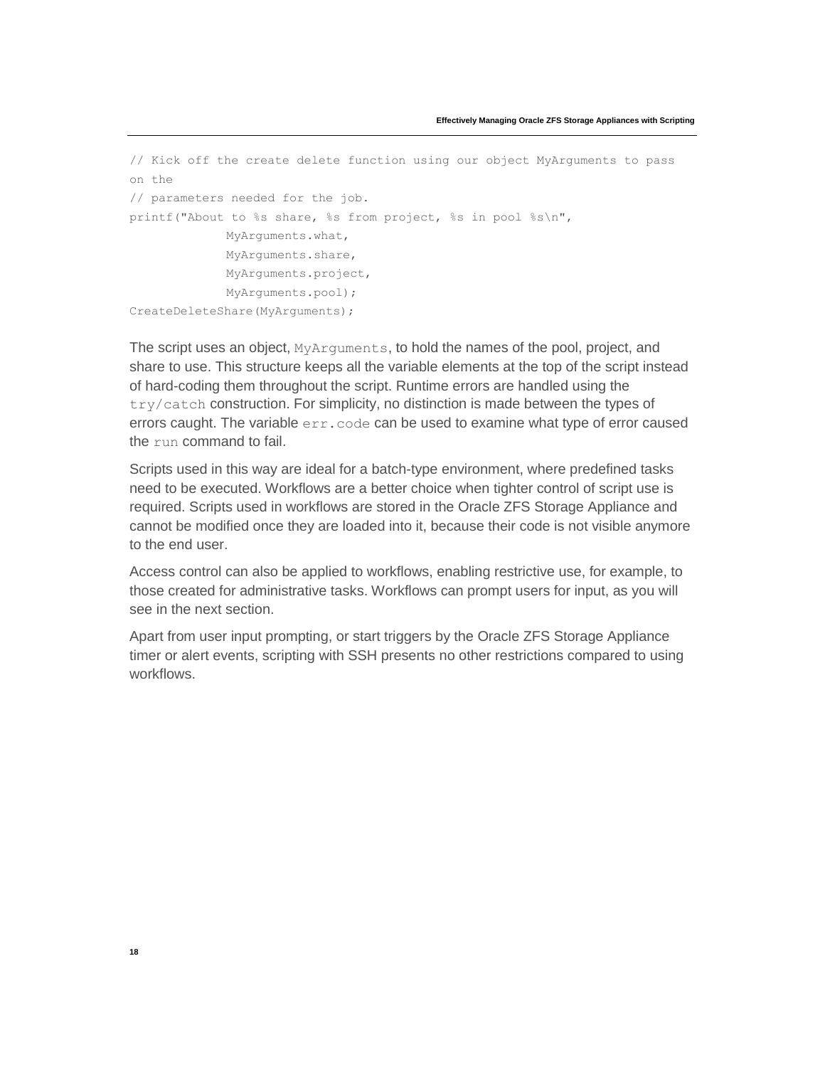```
// Kick off the create delete function using our object MyArguments to pass
on the
// parameters needed for the job.
printf("About to %s share, %s from project, %s in pool %s\n",
             MyArguments.what,
             MyArguments.share,
             MyArguments.project,
             MyArguments.pool);
CreateDeleteShare(MyArguments);
```

The script uses an object, `MyArguments`, to hold the names of the pool, project, and share to use. This structure keeps all the variable elements at the top of the script instead of hard-coding them throughout the script. Runtime errors are handled using the `try/catch` construction. For simplicity, no distinction is made between the types of errors caught. The variable `err.code` can be used to examine what type of error caused the `run` command to fail.

Scripts used in this way are ideal for a batch-type environment, where predefined tasks need to be executed. Workflows are a better choice when tighter control of script use is required. Scripts used in workflows are stored in the Oracle ZFS Storage Appliance and cannot be modified once they are loaded into it, because their code is not visible anymore to the end user.

Access control can also be applied to workflows, enabling restrictive use, for example, to those created for administrative tasks. Workflows can prompt users for input, as you will see in the next section.

Apart from user input prompting, or start triggers by the Oracle ZFS Storage Appliance timer or alert events, scripting with SSH presents no other restrictions compared to using workflows.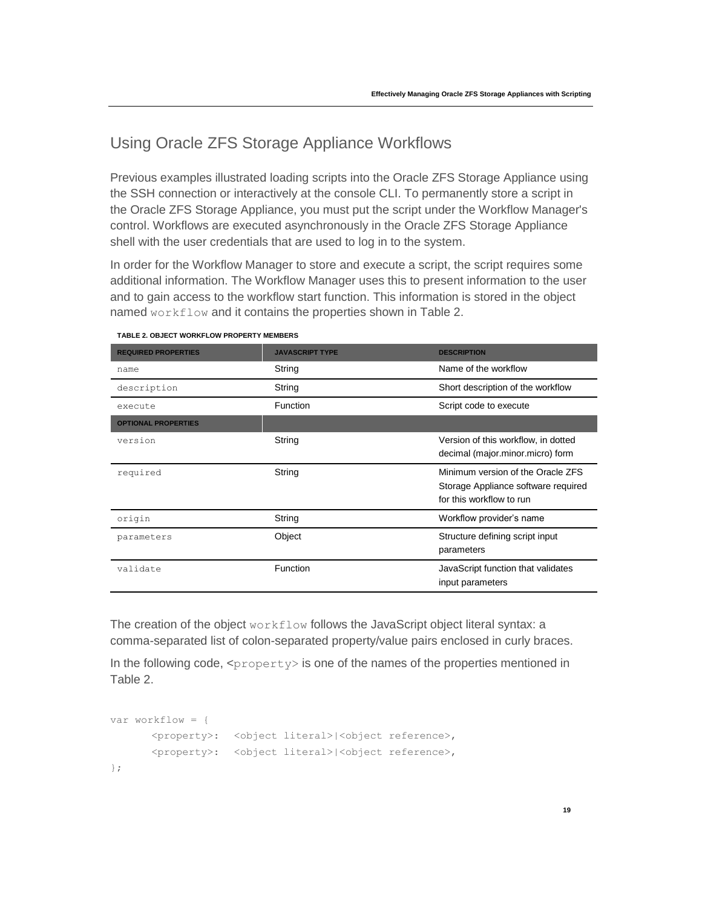## Using Oracle ZFS Storage Appliance Workflows

Previous examples illustrated loading scripts into the Oracle ZFS Storage Appliance using the SSH connection or interactively at the console CLI. To permanently store a script in the Oracle ZFS Storage Appliance, you must put the script under the Workflow Manager's control. Workflows are executed asynchronously in the Oracle ZFS Storage Appliance shell with the user credentials that are used to log in to the system.

In order for the Workflow Manager to store and execute a script, the script requires some additional information. The Workflow Manager uses this to present information to the user and to gain access to the workflow start function. This information is stored in the object named `workflow` and it contains the properties shown in Table 2.

**TABLE 2. OBJECT WORKFLOW PROPERTY MEMBERS**

| REQUIRED PROPERTIES | JAVASCRIPT TYPE | DESCRIPTION |
|---|---|---|
| `name` | String | Name of the workflow |
| `description` | String | Short description of the workflow |
| `execute` | Function | Script code to execute |
| **OPTIONAL PROPERTIES** | | |
| `version` | String | Version of this workflow, in dotted decimal (major.minor.micro) form |
| `required` | String | Minimum version of the Oracle ZFS Storage Appliance software required for this workflow to run |
| `origin` | String | Workflow provider's name |
| `parameters` | Object | Structure defining script input parameters |
| `validate` | Function | JavaScript function that validates input parameters |

The creation of the object `workflow` follows the JavaScript object literal syntax: a comma-separated list of colon-separated property/value pairs enclosed in curly braces.

In the following code, <`property`> is one of the names of the properties mentioned in Table 2.

```
var workflow = {
      <property>:  <object literal>|<object reference>,
      <property>:  <object literal>|<object reference>,
};
```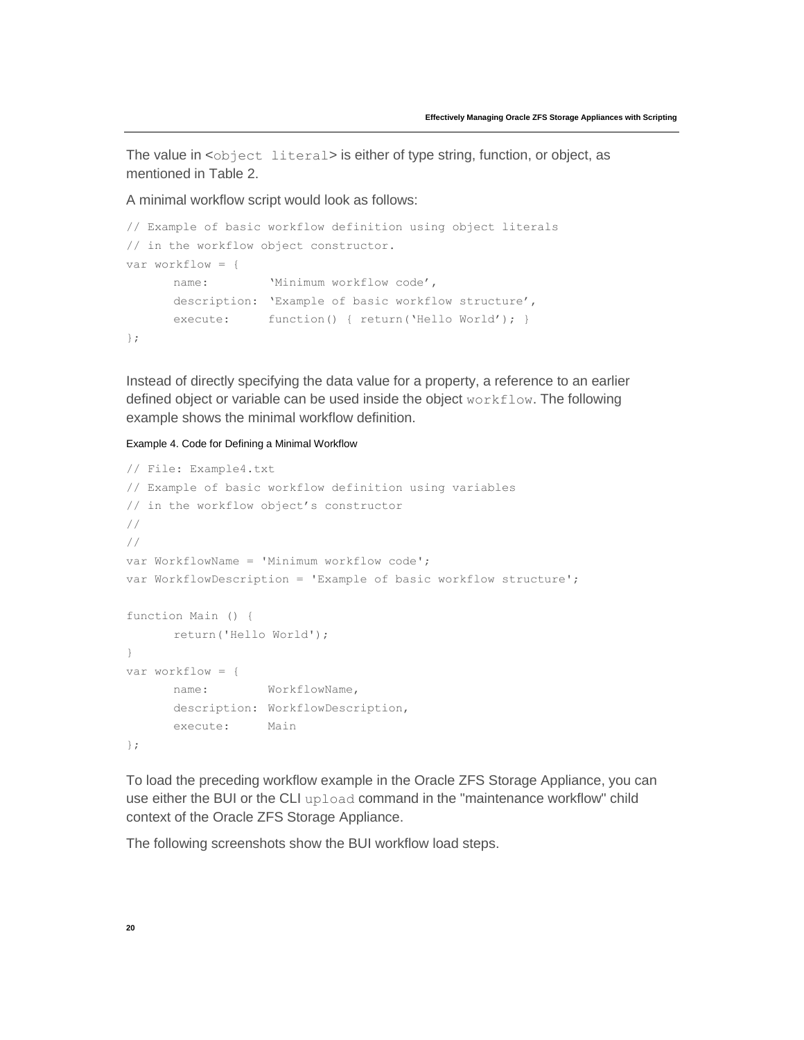The value in <`object literal`> is either of type string, function, or object, as mentioned in Table 2.

A minimal workflow script would look as follows:

```
// Example of basic workflow definition using object literals
// in the workflow object constructor.
var workflow = {
      name:         ‘Minimum workflow code’,
      description:  ‘Example of basic workflow structure’,
      execute:      function() { return(‘Hello World’); }
};
```

Instead of directly specifying the data value for a property, a reference to an earlier defined object or variable can be used inside the object `workflow`. The following example shows the minimal workflow definition.

Example 4. Code for Defining a Minimal Workflow

```
// File: Example4.txt
// Example of basic workflow definition using variables
// in the workflow object’s constructor
//
//
var WorkflowName = 'Minimum workflow code';
var WorkflowDescription = 'Example of basic workflow structure';

function Main () {
      return('Hello World');
}
var workflow = {
      name:         WorkflowName,
      description:  WorkflowDescription,
      execute:      Main
};
```

To load the preceding workflow example in the Oracle ZFS Storage Appliance, you can use either the BUI or the CLI `upload` command in the "maintenance workflow" child context of the Oracle ZFS Storage Appliance.

The following screenshots show the BUI workflow load steps.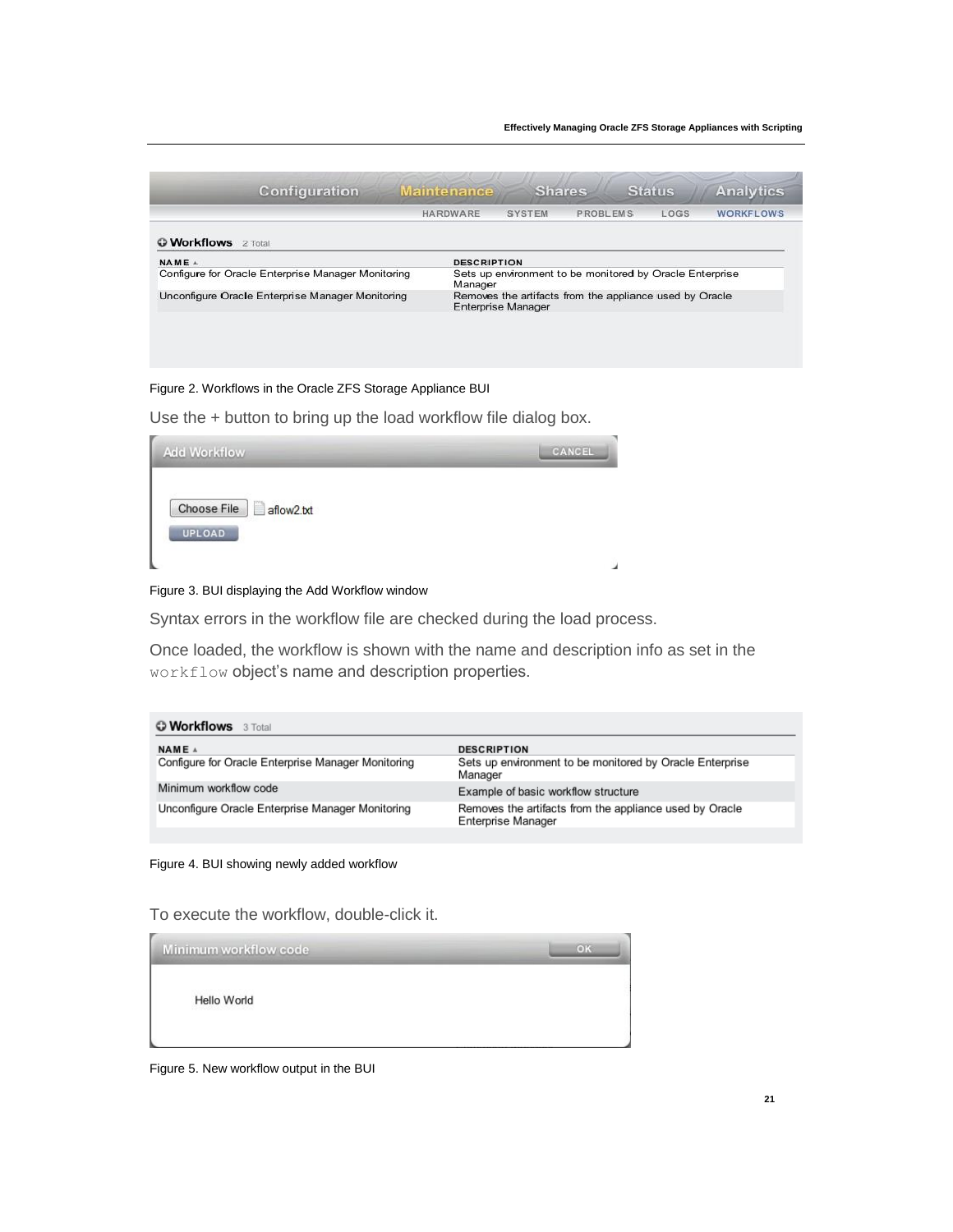Figure 2. Workflows in the Oracle ZFS Storage Appliance BUI

Use the + button to bring up the load workflow file dialog box.

Figure 3. BUI displaying the Add Workflow window

Syntax errors in the workflow file are checked during the load process.

Once loaded, the workflow is shown with the name and description info as set in the `workflow` object's name and description properties.

Figure 4. BUI showing newly added workflow

To execute the workflow, double-click it.

Figure 5. New workflow output in the BUI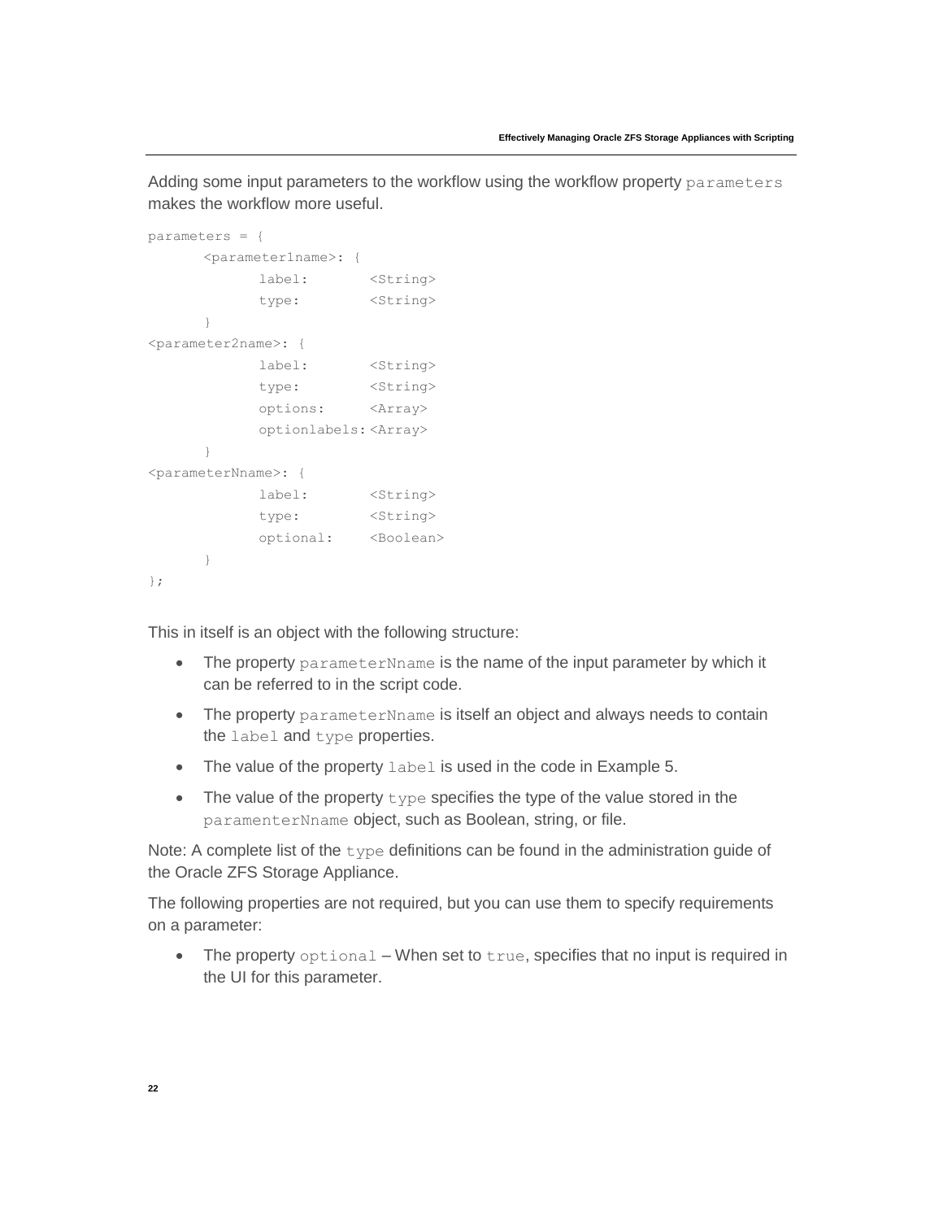Adding some input parameters to the workflow using the workflow property `parameters` makes the workflow more useful.

```
parameters = {
      <parameter1name>: {
            label:       <String>
            type:        <String>
      }
<parameter2name>: {
            label:       <String>
            type:        <String>
            options:     <Array>
            optionlabels:<Array>
      }
<parameterNname>: {
            label:       <String>
            type:        <String>
            optional:    <Boolean>
      }
};
```

This in itself is an object with the following structure:

- The property `parameterNname` is the name of the input parameter by which it can be referred to in the script code.
- The property `parameterNname` is itself an object and always needs to contain the `label` and `type` properties.
- The value of the property `label` is used in the code in Example 5.
- The value of the property `type` specifies the type of the value stored in the `paramenterNname` object, such as Boolean, string, or file.

Note: A complete list of the `type` definitions can be found in the administration guide of the Oracle ZFS Storage Appliance.

The following properties are not required, but you can use them to specify requirements on a parameter:

- The property `optional` – When set to `true`, specifies that no input is required in the UI for this parameter.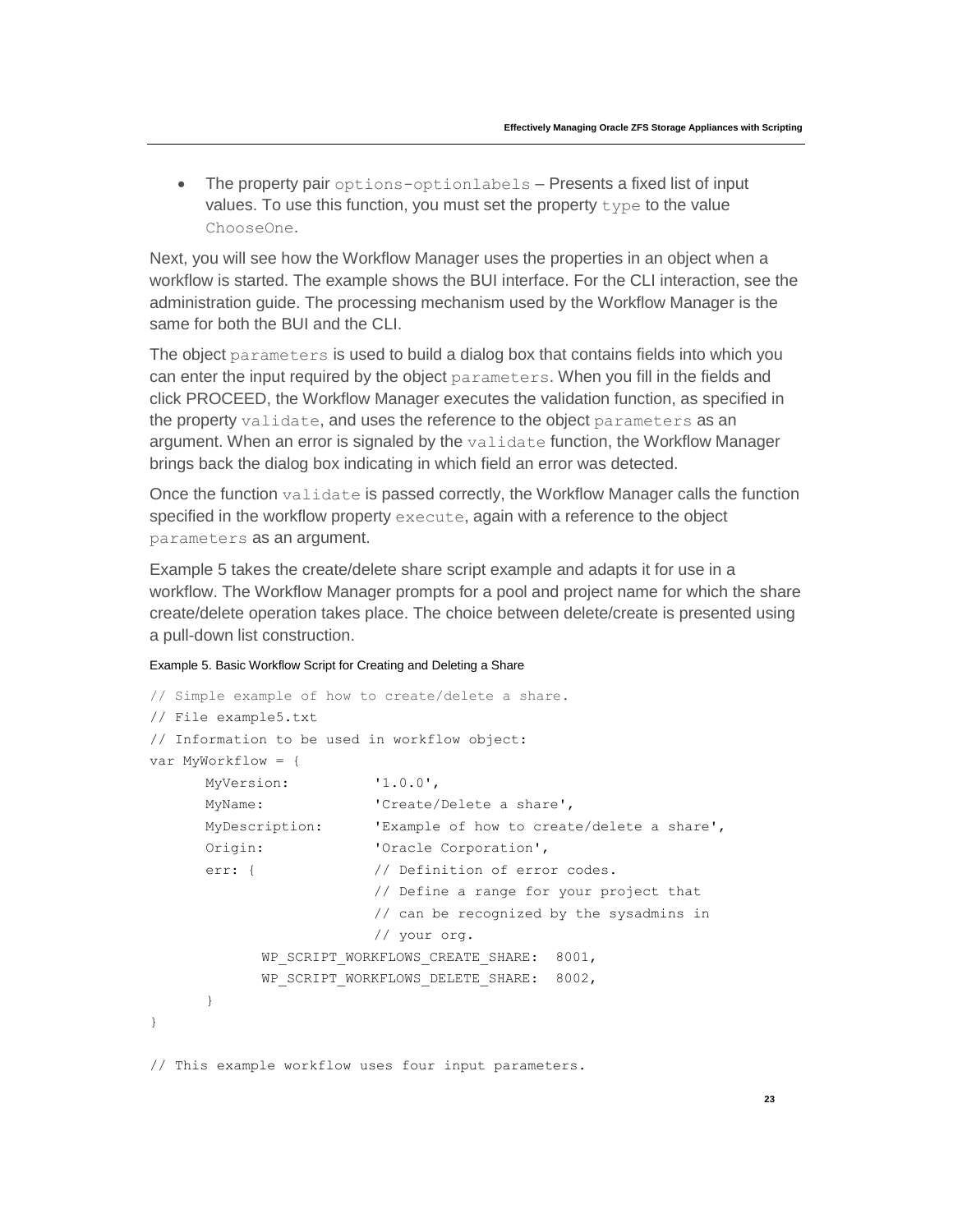- The property pair `options-optionlabels` – Presents a fixed list of input values. To use this function, you must set the property `type` to the value `ChooseOne`.

Next, you will see how the Workflow Manager uses the properties in an object when a workflow is started. The example shows the BUI interface. For the CLI interaction, see the administration guide. The processing mechanism used by the Workflow Manager is the same for both the BUI and the CLI.

The object `parameters` is used to build a dialog box that contains fields into which you can enter the input required by the object `parameters`. When you fill in the fields and click PROCEED, the Workflow Manager executes the validation function, as specified in the property `validate`, and uses the reference to the object `parameters` as an argument. When an error is signaled by the `validate` function, the Workflow Manager brings back the dialog box indicating in which field an error was detected.

Once the function `validate` is passed correctly, the Workflow Manager calls the function specified in the workflow property `execute`, again with a reference to the object `parameters` as an argument.

Example 5 takes the create/delete share script example and adapts it for use in a workflow. The Workflow Manager prompts for a pool and project name for which the share create/delete operation takes place. The choice between delete/create is presented using a pull-down list construction.

Example 5. Basic Workflow Script for Creating and Deleting a Share

```
// Simple example of how to create/delete a share.
// File example5.txt
// Information to be used in workflow object:
var MyWorkflow = {
      MyVersion:          '1.0.0',
      MyName:             'Create/Delete a share',
      MyDescription:      'Example of how to create/delete a share',
      Origin:             'Oracle Corporation',
      err: {              // Definition of error codes.
                          // Define a range for your project that
                          // can be recognized by the sysadmins in
                          // your org.
            WP_SCRIPT_WORKFLOWS_CREATE_SHARE:  8001,
            WP_SCRIPT_WORKFLOWS_DELETE_SHARE:  8002,
      }
}

// This example workflow uses four input parameters.
```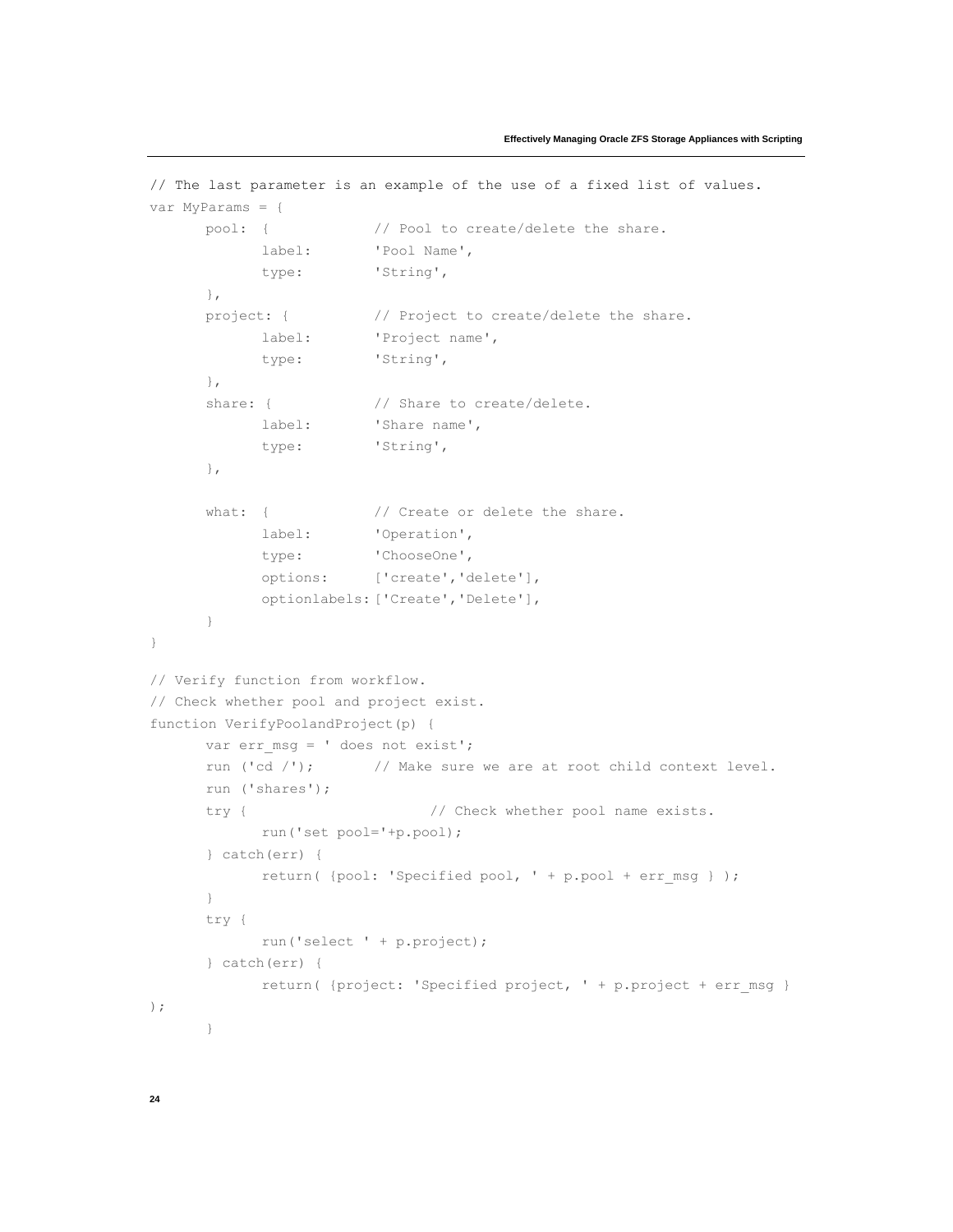```
// The last parameter is an example of the use of a fixed list of values.
var MyParams = {
      pool:  {            // Pool to create/delete the share.
            label:        'Pool Name',
            type:         'String',
      },
      project: {          // Project to create/delete the share.
            label:        'Project name',
            type:         'String',
      },
      share: {            // Share to create/delete.
            label:        'Share name',
            type:         'String',
      },

      what:  {            // Create or delete the share.
            label:        'Operation',
            type:         'ChooseOne',
            options:      ['create','delete'],
            optionlabels: ['Create','Delete'],
      }
}

// Verify function from workflow.
// Check whether pool and project exist.
function VerifyPoolandProject(p) {
      var err_msg = ' does not exist';
      run ('cd /');       // Make sure we are at root child context level.
      run ('shares');
      try {                      // Check whether pool name exists.
            run('set pool='+p.pool);
      } catch(err) {
            return( {pool: 'Specified pool, ' + p.pool + err_msg } );
      }
      try {
            run('select ' + p.project);
      } catch(err) {
            return( {project: 'Specified project, ' + p.project + err_msg }
);
      }
```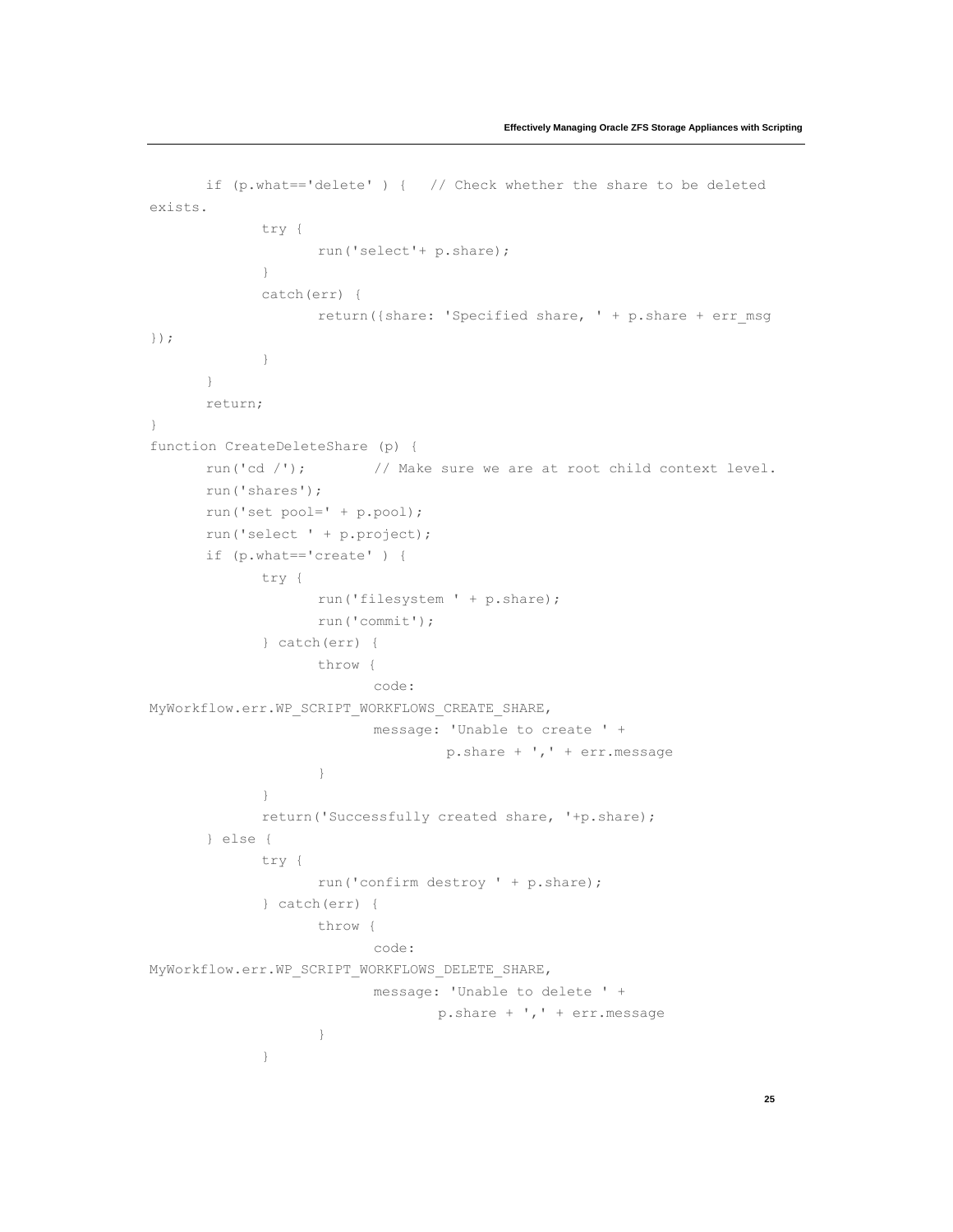```
	if (p.what=='delete' ) {   // Check whether the share to be deleted 
exists.
		try {
			run('select'+ p.share);
		}
		catch(err) {
			return({share: 'Specified share, ' + p.share + err_msg 
});
		}
	}
	return;
}
function CreateDeleteShare (p) {
	run('cd /');	   // Make sure we are at root child context level.
	run('shares');
	run('set pool=' + p.pool);
	run('select ' + p.project);
	if (p.what=='create' ) {
		try {
			run('filesystem ' + p.share);
			run('commit');
		} catch(err) {
			throw {
				code: 
MyWorkflow.err.WP_SCRIPT_WORKFLOWS_CREATE_SHARE,
				message: 'Unable to create ' +
					p.share + ',' + err.message
			}
		}
		return('Successfully created share, '+p.share);
	} else {
		try {
			run('confirm destroy ' + p.share);
		} catch(err) {
			throw {
				code: 
MyWorkflow.err.WP_SCRIPT_WORKFLOWS_DELETE_SHARE,
				message: 'Unable to delete ' +
					p.share + ',' + err.message
			}
		}
```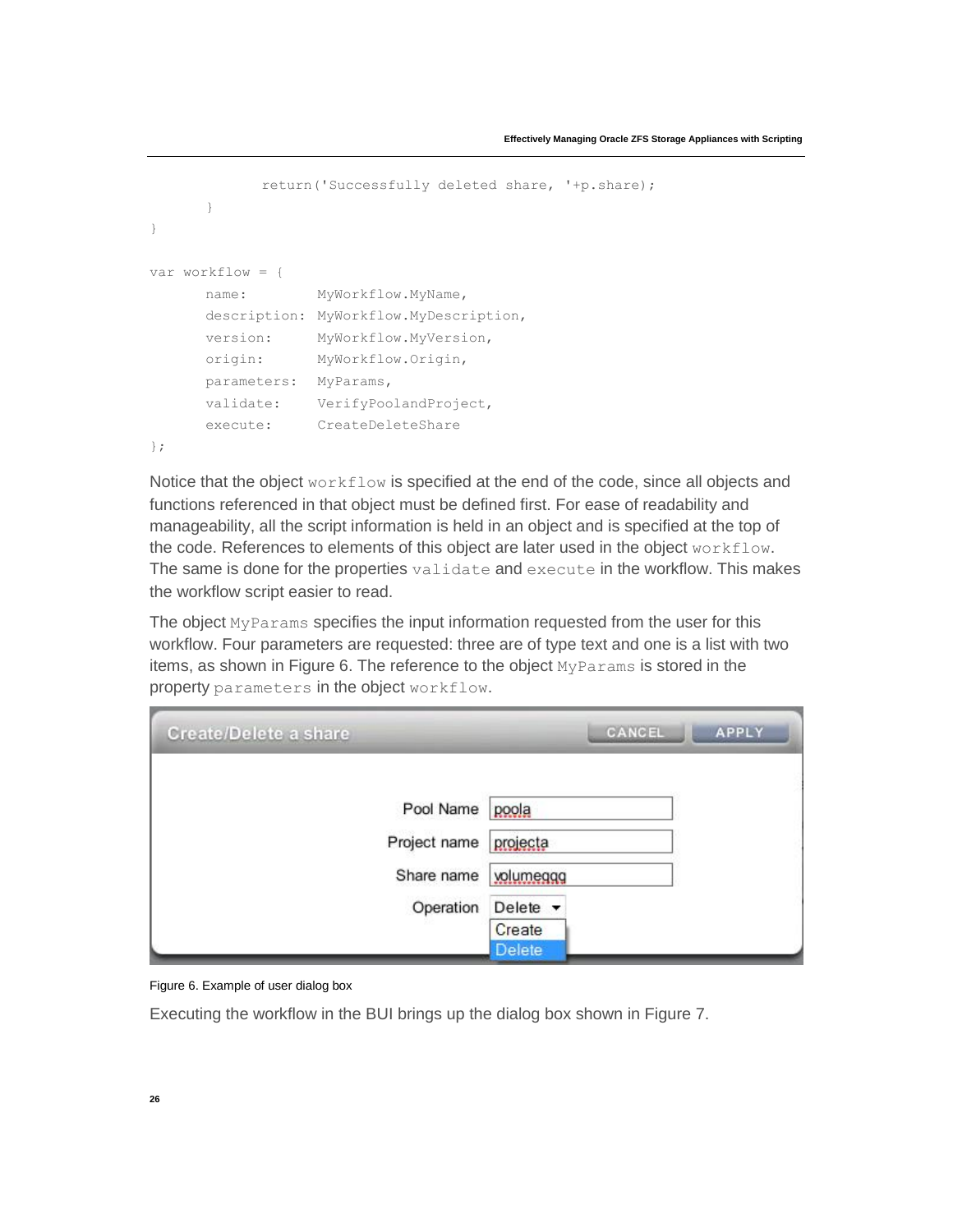```
            return('Successfully deleted share, '+p.share);
      }
}

var workflow = {
      name:        MyWorkflow.MyName,
      description: MyWorkflow.MyDescription,
      version:     MyWorkflow.MyVersion,
      origin:      MyWorkflow.Origin,
      parameters:  MyParams,
      validate:    VerifyPoolandProject,
      execute:     CreateDeleteShare
};
```

Notice that the object `workflow` is specified at the end of the code, since all objects and functions referenced in that object must be defined first. For ease of readability and manageability, all the script information is held in an object and is specified at the top of the code. References to elements of this object are later used in the object `workflow`. The same is done for the properties `validate` and `execute` in the workflow. This makes the workflow script easier to read.

The object `MyParams` specifies the input information requested from the user for this workflow. Four parameters are requested: three are of type text and one is a list with two items, as shown in Figure 6. The reference to the object `MyParams` is stored in the property `parameters` in the object `workflow`.

Figure 6. Example of user dialog box

Executing the workflow in the BUI brings up the dialog box shown in Figure 7.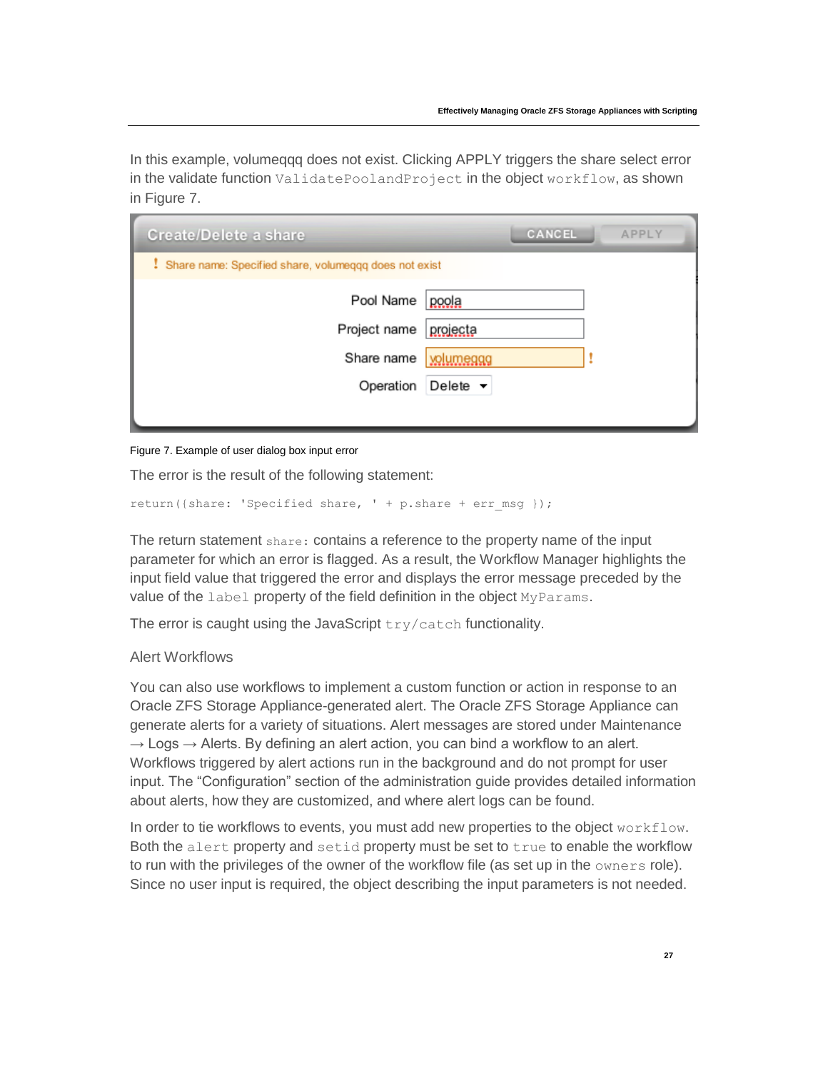In this example, volumeqqq does not exist. Clicking APPLY triggers the share select error in the validate function `ValidatePoolandProject` in the object `workflow`, as shown in Figure 7.

Figure 7. Example of user dialog box input error

The error is the result of the following statement:

```
return({share: 'Specified share, ' + p.share + err_msg });
```

The return statement `share:` contains a reference to the property name of the input parameter for which an error is flagged. As a result, the Workflow Manager highlights the input field value that triggered the error and displays the error message preceded by the value of the `label` property of the field definition in the object `MyParams`.

The error is caught using the JavaScript `try/catch` functionality.

### Alert Workflows

You can also use workflows to implement a custom function or action in response to an Oracle ZFS Storage Appliance-generated alert. The Oracle ZFS Storage Appliance can generate alerts for a variety of situations. Alert messages are stored under Maintenance → Logs → Alerts. By defining an alert action, you can bind a workflow to an alert. Workflows triggered by alert actions run in the background and do not prompt for user input. The "Configuration" section of the administration guide provides detailed information about alerts, how they are customized, and where alert logs can be found.

In order to tie workflows to events, you must add new properties to the object `workflow`. Both the `alert` property and `setid` property must be set to `true` to enable the workflow to run with the privileges of the owner of the workflow file (as set up in the `owners` role). Since no user input is required, the object describing the input parameters is not needed.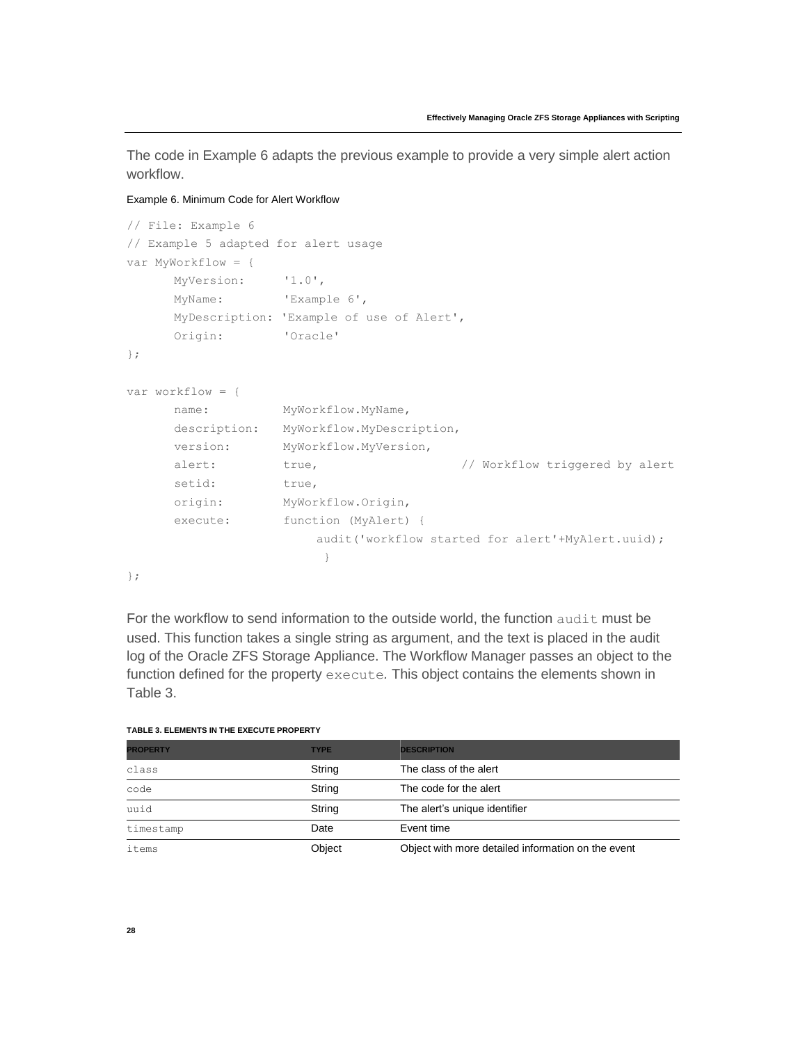The code in Example 6 adapts the previous example to provide a very simple alert action workflow.

Example 6. Minimum Code for Alert Workflow

```
// File: Example 6
// Example 5 adapted for alert usage
var MyWorkflow = {
      MyVersion:      '1.0',
      MyName:         'Example 6',
      MyDescription: 'Example of use of Alert',
      Origin:         'Oracle'
};

var workflow = {
      name:           MyWorkflow.MyName,
      description:    MyWorkflow.MyDescription,
      version:        MyWorkflow.MyVersion,
      alert:          true,                   // Workflow triggered by alert
      setid:          true,
      origin:         MyWorkflow.Origin,
      execute:        function (MyAlert) {
                           audit('workflow started for alert'+MyAlert.uuid);
                            }
};
```

For the workflow to send information to the outside world, the function `audit` must be used. This function takes a single string as argument, and the text is placed in the audit log of the Oracle ZFS Storage Appliance. The Workflow Manager passes an object to the function defined for the property `execute`. This object contains the elements shown in Table 3.

**TABLE 3. ELEMENTS IN THE EXECUTE PROPERTY**

| PROPERTY | TYPE | DESCRIPTION |
| --- | --- | --- |
| class | String | The class of the alert |
| code | String | The code for the alert |
| uuid | String | The alert's unique identifier |
| timestamp | Date | Event time |
| items | Object | Object with more detailed information on the event |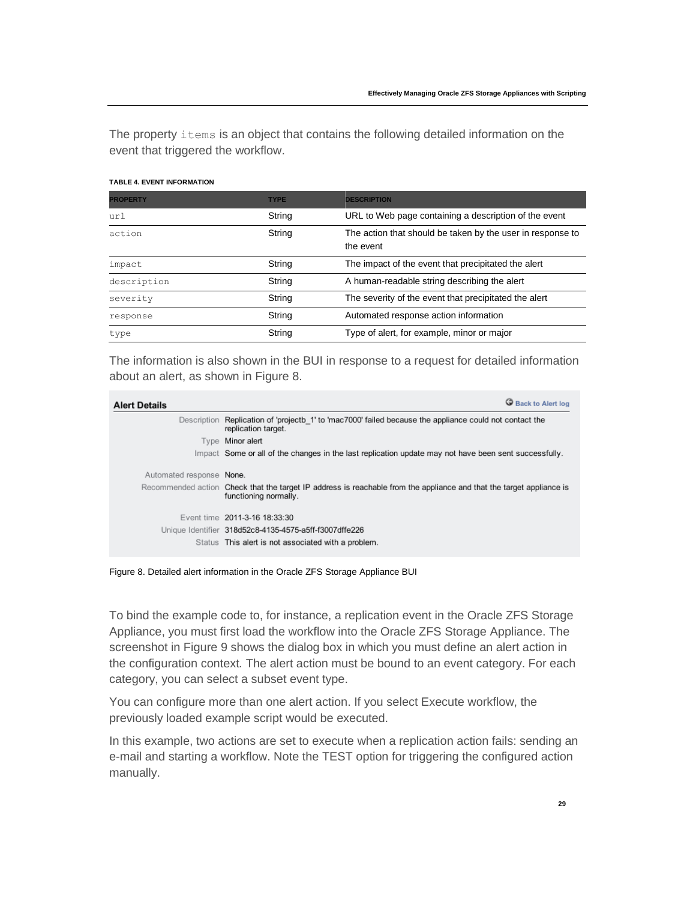The property `items` is an object that contains the following detailed information on the event that triggered the workflow.

**TABLE 4. EVENT INFORMATION**

| PROPERTY | TYPE | DESCRIPTION |
| --- | --- | --- |
| `url` | String | URL to Web page containing a description of the event |
| `action` | String | The action that should be taken by the user in response to the event |
| `impact` | String | The impact of the event that precipitated the alert |
| `description` | String | A human-readable string describing the alert |
| `severity` | String | The severity of the event that precipitated the alert |
| `response` | String | Automated response action information |
| `type` | String | Type of alert, for example, minor or major |

The information is also shown in the BUI in response to a request for detailed information about an alert, as shown in Figure 8.

**Alert Details** (Back to Alert log)

| | |
| --- | --- |
| Description | Replication of 'projectb_1' to 'mac7000' failed because the appliance could not contact the replication target. |
| Type | Minor alert |
| Impact | Some or all of the changes in the last replication update may not have been sent successfully. |
| Automated response | None. |
| Recommended action | Check that the target IP address is reachable from the appliance and that the target appliance is functioning normally. |
| Event time | 2011-3-16 18:33:30 |
| Unique Identifier | 318d52c8-4135-4575-a5ff-f3007dffe226 |
| Status | This alert is not associated with a problem. |

Figure 8. Detailed alert information in the Oracle ZFS Storage Appliance BUI

To bind the example code to, for instance, a replication event in the Oracle ZFS Storage Appliance, you must first load the workflow into the Oracle ZFS Storage Appliance. The screenshot in Figure 9 shows the dialog box in which you must define an alert action in the configuration context. The alert action must be bound to an event category. For each category, you can select a subset event type.

You can configure more than one alert action. If you select Execute workflow, the previously loaded example script would be executed.

In this example, two actions are set to execute when a replication action fails: sending an e-mail and starting a workflow. Note the TEST option for triggering the configured action manually.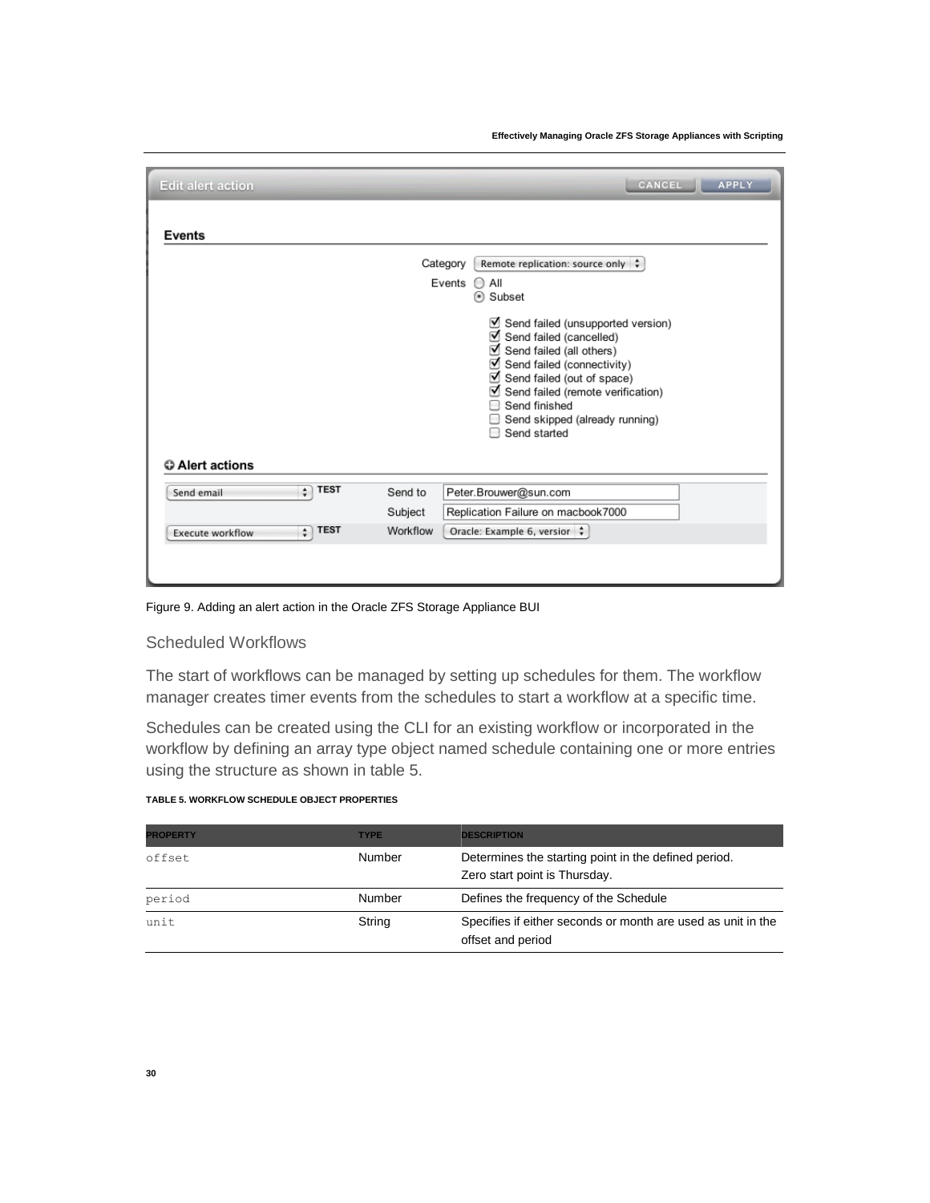Figure 9. Adding an alert action in the Oracle ZFS Storage Appliance BUI

## Scheduled Workflows

The start of workflows can be managed by setting up schedules for them. The workflow manager creates timer events from the schedules to start a workflow at a specific time.

Schedules can be created using the CLI for an existing workflow or incorporated in the workflow by defining an array type object named schedule containing one or more entries using the structure as shown in table 5.

**TABLE 5. WORKFLOW SCHEDULE OBJECT PROPERTIES**

| PROPERTY | TYPE | DESCRIPTION |
|---|---|---|
| `offset` | Number | Determines the starting point in the defined period. Zero start point is Thursday. |
| `period` | Number | Defines the frequency of the Schedule |
| `unit` | String | Specifies if either seconds or month are used as unit in the offset and period |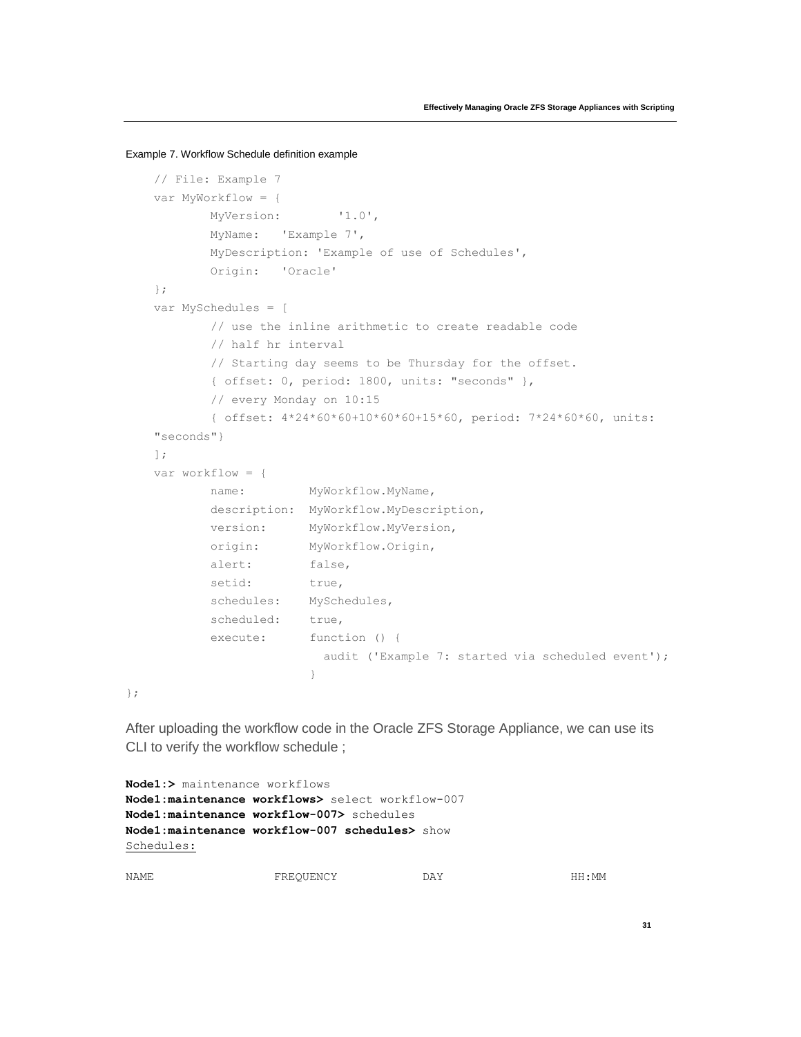Example 7. Workflow Schedule definition example

```
    // File: Example 7
    var MyWorkflow = {
            MyVersion:        '1.0',
            MyName:   'Example 7',
            MyDescription: 'Example of use of Schedules',
            Origin:   'Oracle'
    };
    var MySchedules = [
            // use the inline arithmetic to create readable code
            // half hr interval
            // Starting day seems to be Thursday for the offset.
            { offset: 0, period: 1800, units: "seconds" },
            // every Monday on 10:15
            { offset: 4*24*60*60+10*60*60+15*60, period: 7*24*60*60, units:
    "seconds"}
    ];
    var workflow = {
            name:         MyWorkflow.MyName,
            description:  MyWorkflow.MyDescription,
            version:      MyWorkflow.MyVersion,
            origin:       MyWorkflow.Origin,
            alert:        false,
            setid:        true,
            schedules:    MySchedules,
            scheduled:    true,
            execute:      function () {
                            audit ('Example 7: started via scheduled event');
                          }
};
```

After uploading the workflow code in the Oracle ZFS Storage Appliance, we can use its CLI to verify the workflow schedule ;

```
Node1:> maintenance workflows
Node1:maintenance workflows> select workflow-007
Node1:maintenance workflow-007> schedules
Node1:maintenance workflow-007 schedules> show
Schedules:

NAME                 FREQUENCY            DAY                  HH:MM
```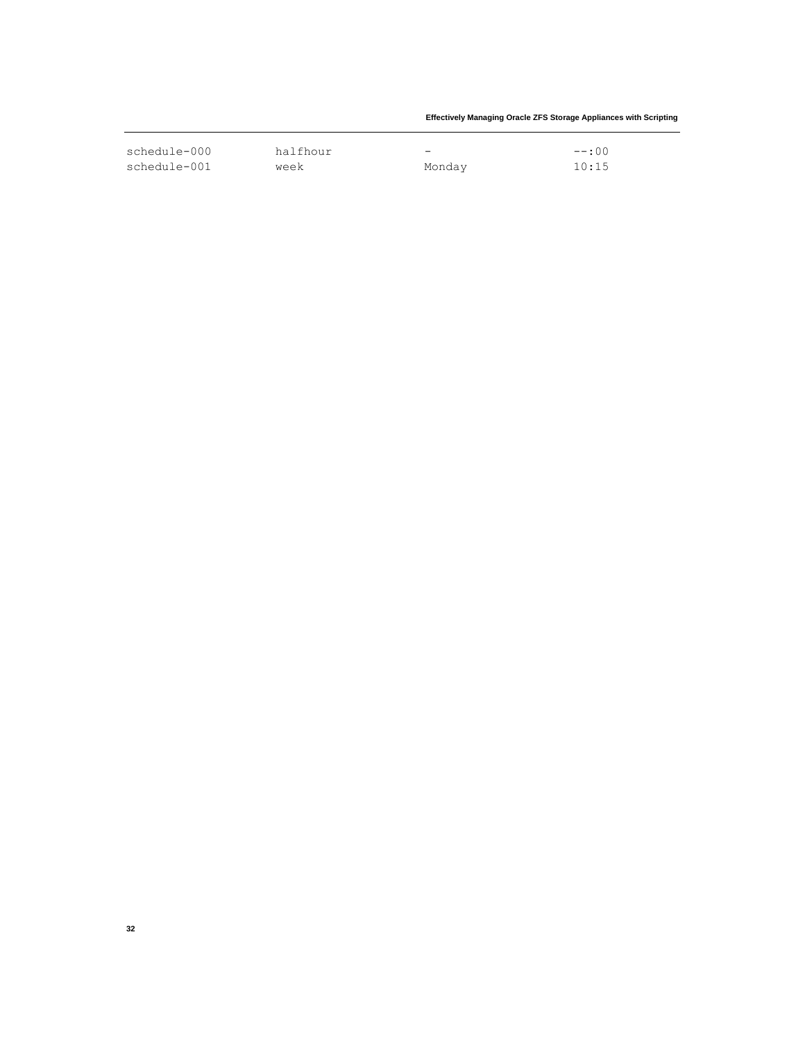```
schedule-000        halfhour        -           --:00
schedule-001        week            Monday      10:15
```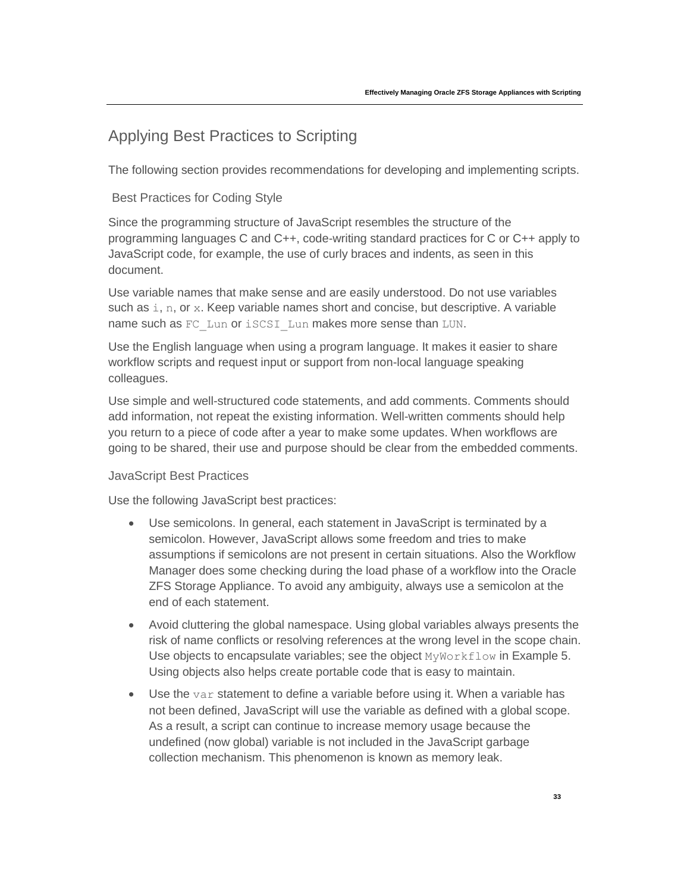## Applying Best Practices to Scripting

The following section provides recommendations for developing and implementing scripts.

### Best Practices for Coding Style

Since the programming structure of JavaScript resembles the structure of the programming languages C and C++, code-writing standard practices for C or C++ apply to JavaScript code, for example, the use of curly braces and indents, as seen in this document.

Use variable names that make sense and are easily understood. Do not use variables such as `i`, `n`, or `x`. Keep variable names short and concise, but descriptive. A variable name such as `FC_Lun` or `iSCSI_Lun` makes more sense than `LUN`.

Use the English language when using a program language. It makes it easier to share workflow scripts and request input or support from non-local language speaking colleagues.

Use simple and well-structured code statements, and add comments. Comments should add information, not repeat the existing information. Well-written comments should help you return to a piece of code after a year to make some updates. When workflows are going to be shared, their use and purpose should be clear from the embedded comments.

### JavaScript Best Practices

Use the following JavaScript best practices:

- Use semicolons. In general, each statement in JavaScript is terminated by a semicolon. However, JavaScript allows some freedom and tries to make assumptions if semicolons are not present in certain situations. Also the Workflow Manager does some checking during the load phase of a workflow into the Oracle ZFS Storage Appliance. To avoid any ambiguity, always use a semicolon at the end of each statement.
- Avoid cluttering the global namespace. Using global variables always presents the risk of name conflicts or resolving references at the wrong level in the scope chain. Use objects to encapsulate variables; see the object `MyWorkflow` in Example 5. Using objects also helps create portable code that is easy to maintain.
- Use the `var` statement to define a variable before using it. When a variable has not been defined, JavaScript will use the variable as defined with a global scope. As a result, a script can continue to increase memory usage because the undefined (now global) variable is not included in the JavaScript garbage collection mechanism. This phenomenon is known as memory leak.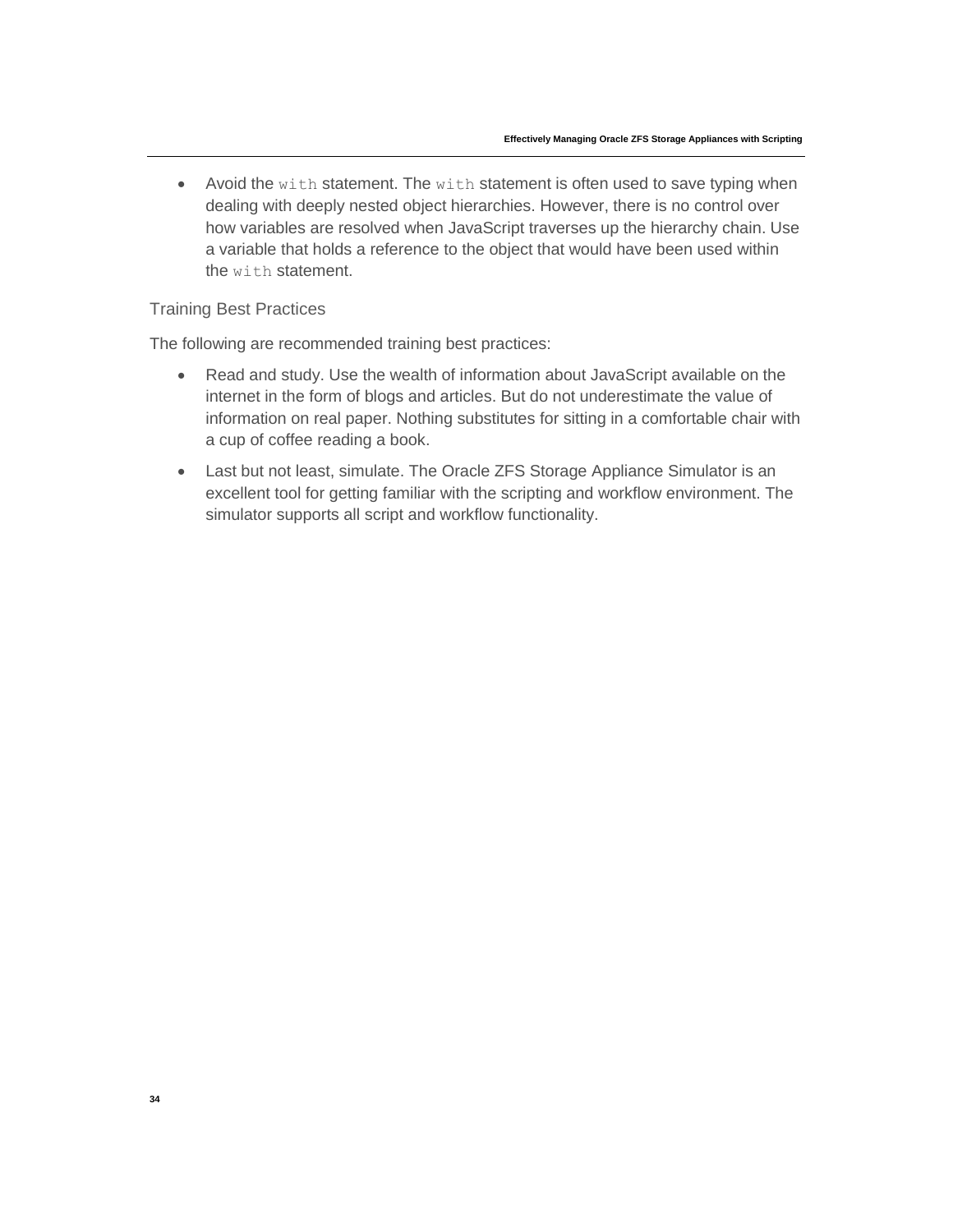- Avoid the `with` statement. The `with` statement is often used to save typing when dealing with deeply nested object hierarchies. However, there is no control over how variables are resolved when JavaScript traverses up the hierarchy chain. Use a variable that holds a reference to the object that would have been used within the `with` statement.

### Training Best Practices

The following are recommended training best practices:

- Read and study. Use the wealth of information about JavaScript available on the internet in the form of blogs and articles. But do not underestimate the value of information on real paper. Nothing substitutes for sitting in a comfortable chair with a cup of coffee reading a book.
- Last but not least, simulate. The Oracle ZFS Storage Appliance Simulator is an excellent tool for getting familiar with the scripting and workflow environment. The simulator supports all script and workflow functionality.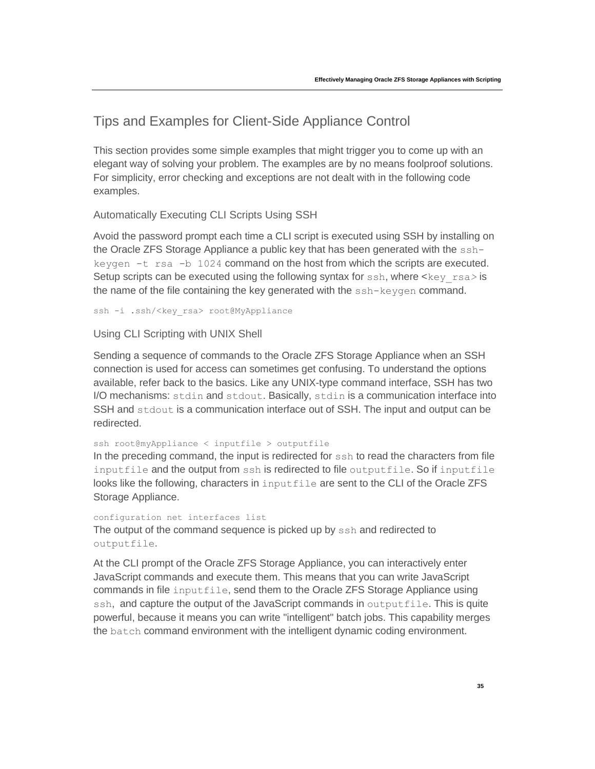## Tips and Examples for Client-Side Appliance Control

This section provides some simple examples that might trigger you to come up with an elegant way of solving your problem. The examples are by no means foolproof solutions. For simplicity, error checking and exceptions are not dealt with in the following code examples.

### Automatically Executing CLI Scripts Using SSH

Avoid the password prompt each time a CLI script is executed using SSH by installing on the Oracle ZFS Storage Appliance a public key that has been generated with the `ssh-keygen -t rsa -b 1024` command on the host from which the scripts are executed. Setup scripts can be executed using the following syntax for `ssh`, where `<key_rsa>` is the name of the file containing the key generated with the `ssh-keygen` command.

```
ssh -i .ssh/<key_rsa> root@MyAppliance
```

### Using CLI Scripting with UNIX Shell

Sending a sequence of commands to the Oracle ZFS Storage Appliance when an SSH connection is used for access can sometimes get confusing. To understand the options available, refer back to the basics. Like any UNIX-type command interface, SSH has two I/O mechanisms: `stdin` and `stdout`. Basically, `stdin` is a communication interface into SSH and `stdout` is a communication interface out of SSH. The input and output can be redirected.

```
ssh root@myAppliance < inputfile > outputfile
```

In the preceding command, the input is redirected for `ssh` to read the characters from file `inputfile` and the output from `ssh` is redirected to file `outputfile`. So if `inputfile` looks like the following, characters in `inputfile` are sent to the CLI of the Oracle ZFS Storage Appliance.

```
configuration net interfaces list
```

The output of the command sequence is picked up by `ssh` and redirected to `outputfile`.

At the CLI prompt of the Oracle ZFS Storage Appliance, you can interactively enter JavaScript commands and execute them. This means that you can write JavaScript commands in file `inputfile`, send them to the Oracle ZFS Storage Appliance using `ssh`, and capture the output of the JavaScript commands in `outputfile`. This is quite powerful, because it means you can write "intelligent" batch jobs. This capability merges the `batch` command environment with the intelligent dynamic coding environment.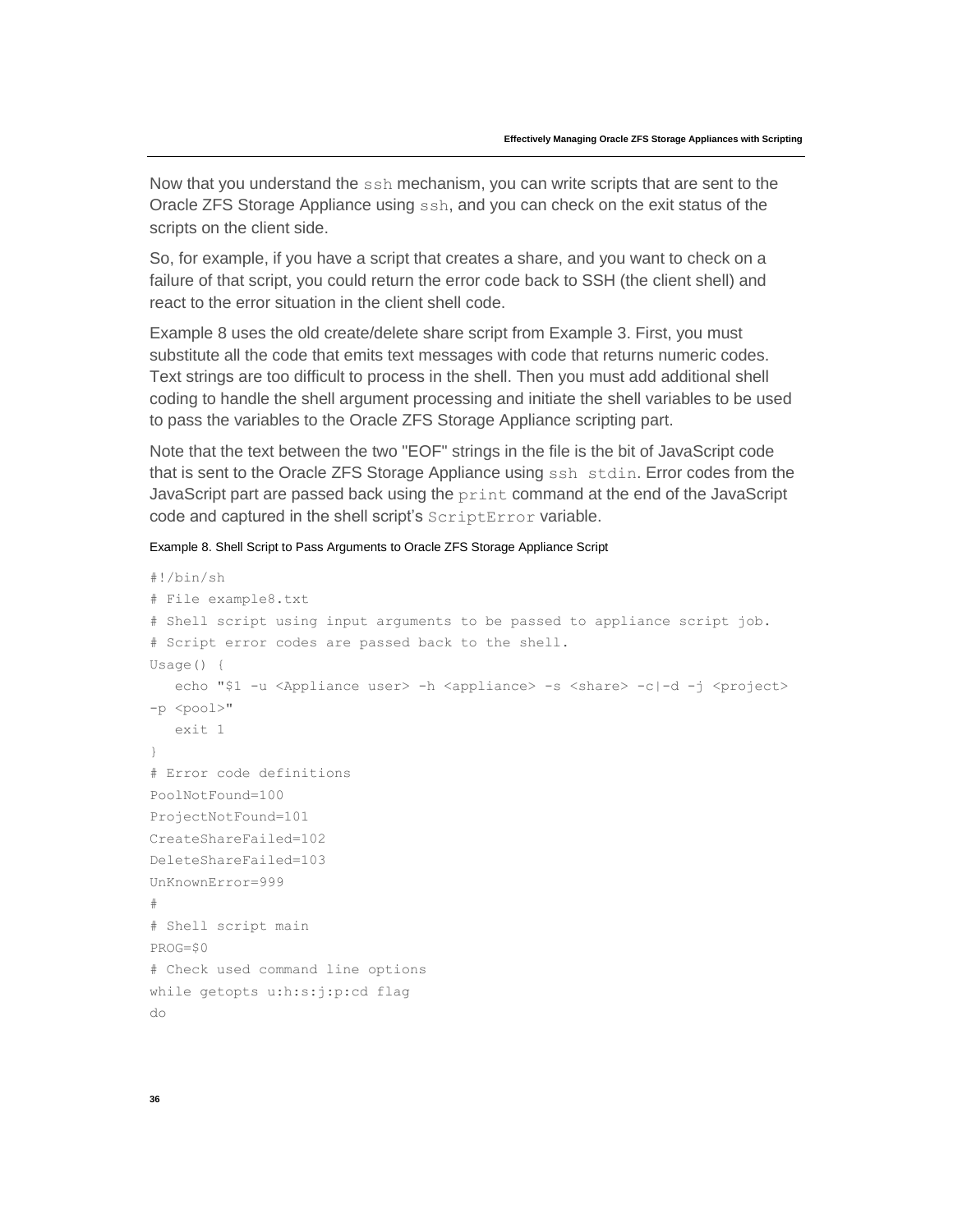Now that you understand the `ssh` mechanism, you can write scripts that are sent to the Oracle ZFS Storage Appliance using `ssh`, and you can check on the exit status of the scripts on the client side.

So, for example, if you have a script that creates a share, and you want to check on a failure of that script, you could return the error code back to SSH (the client shell) and react to the error situation in the client shell code.

Example 8 uses the old create/delete share script from Example 3. First, you must substitute all the code that emits text messages with code that returns numeric codes. Text strings are too difficult to process in the shell. Then you must add additional shell coding to handle the shell argument processing and initiate the shell variables to be used to pass the variables to the Oracle ZFS Storage Appliance scripting part.

Note that the text between the two "EOF" strings in the file is the bit of JavaScript code that is sent to the Oracle ZFS Storage Appliance using `ssh stdin`. Error codes from the JavaScript part are passed back using the `print` command at the end of the JavaScript code and captured in the shell script's `ScriptError` variable.

Example 8. Shell Script to Pass Arguments to Oracle ZFS Storage Appliance Script

```
#!/bin/sh
# File example8.txt
# Shell script using input arguments to be passed to appliance script job.
# Script error codes are passed back to the shell.
Usage() {
   echo "$1 -u <Appliance user> -h <appliance> -s <share> -c|-d -j <project>
-p <pool>"
   exit 1
}
# Error code definitions
PoolNotFound=100
ProjectNotFound=101
CreateShareFailed=102
DeleteShareFailed=103
UnKnownError=999
#
# Shell script main
PROG=$0
# Check used command line options
while getopts u:h:s:j:p:cd flag
do
```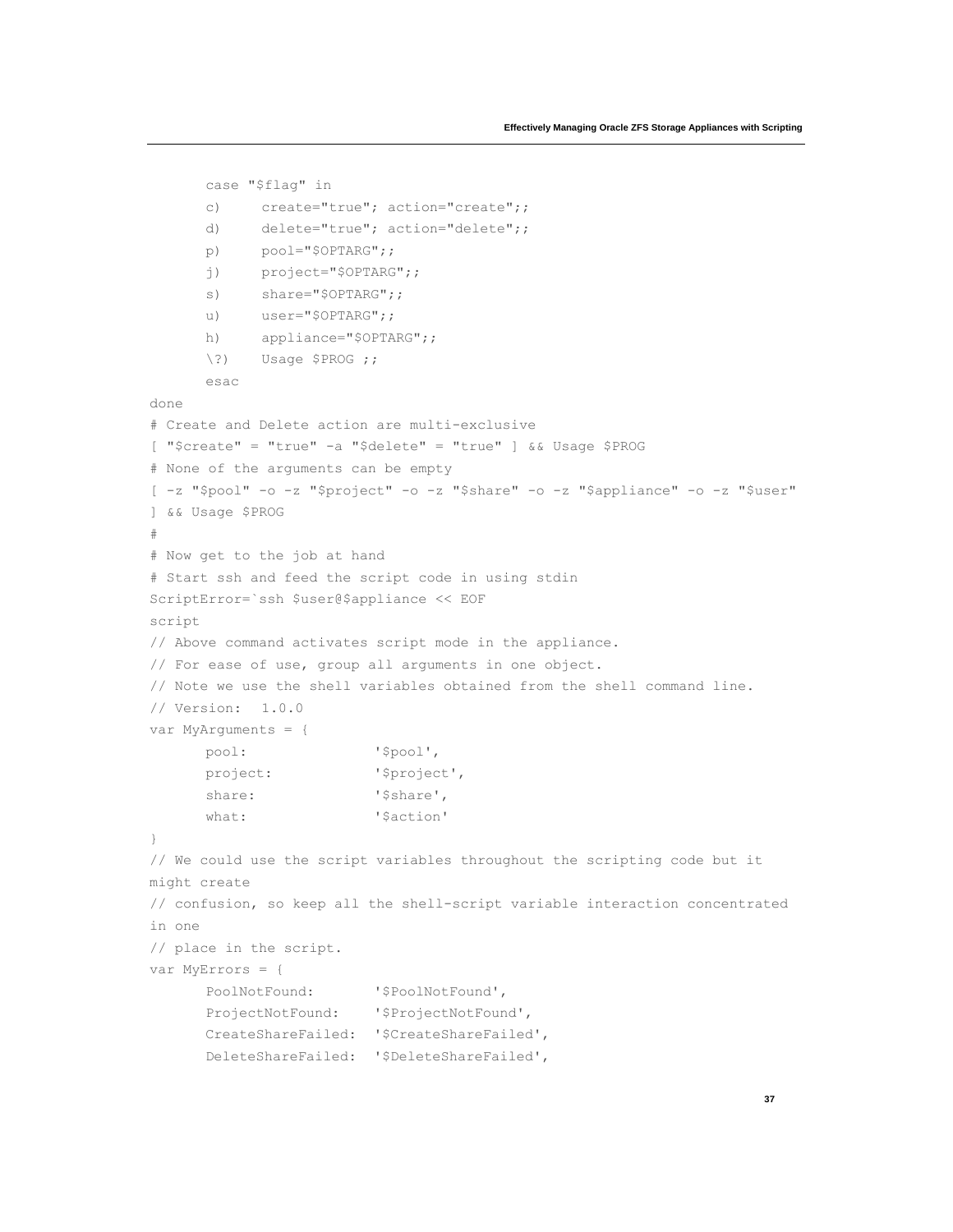```
      case "$flag" in
      c)     create="true"; action="create";;
      d)     delete="true"; action="delete";;
      p)     pool="$OPTARG";;
      j)     project="$OPTARG";;
      s)     share="$OPTARG";;
      u)     user="$OPTARG";;
      h)     appliance="$OPTARG";;
      \?)    Usage $PROG ;;
      esac
done
# Create and Delete action are multi-exclusive
[ "$create" = "true" -a "$delete" = "true" ] && Usage $PROG
# None of the arguments can be empty
[ -z "$pool" -o -z "$project" -o -z "$share" -o -z "$appliance" -o -z "$user"
] && Usage $PROG
#
# Now get to the job at hand
# Start ssh and feed the script code in using stdin
ScriptError=`ssh $user@$appliance << EOF
script
// Above command activates script mode in the appliance.
// For ease of use, group all arguments in one object.
// Note we use the shell variables obtained from the shell command line.
// Version:  1.0.0
var MyArguments = {
      pool:               '$pool',
      project:            '$project',
      share:              '$share',
      what:               '$action'
}
// We could use the script variables throughout the scripting code but it
might create
// confusion, so keep all the shell-script variable interaction concentrated
in one
// place in the script.
var MyErrors = {
      PoolNotFound:       '$PoolNotFound',
      ProjectNotFound:    '$ProjectNotFound',
      CreateShareFailed:  '$CreateShareFailed',
      DeleteShareFailed:  '$DeleteShareFailed',
```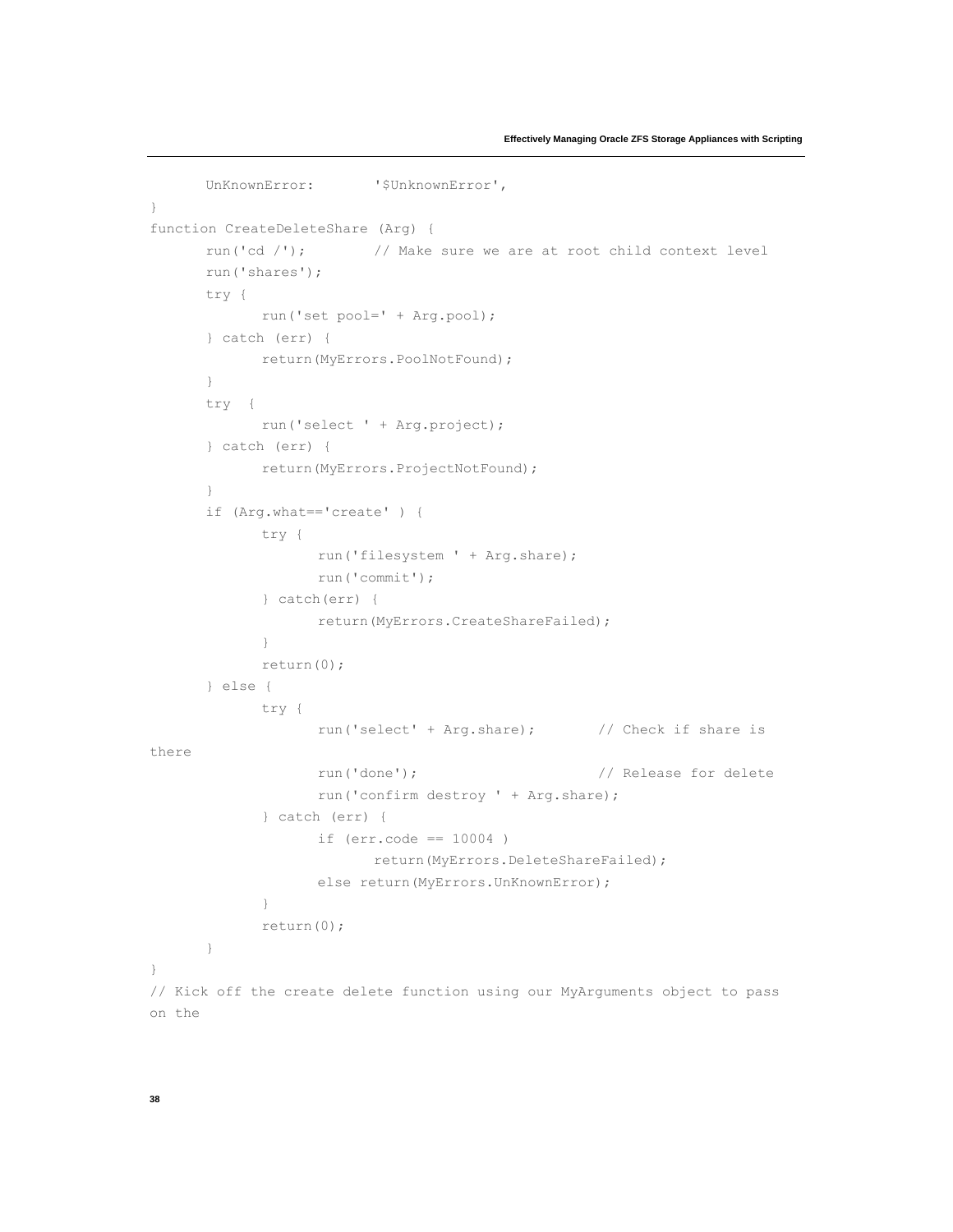```
	UnKnownError:		'$UnknownError',
}
function CreateDeleteShare (Arg) {
	run('cd /');		// Make sure we are at root child context level
	run('shares');
	try {
		run('set pool=' + Arg.pool);
	} catch (err) {
		return(MyErrors.PoolNotFound);
	}
	try  {
		run('select ' + Arg.project);
	} catch (err) {
		return(MyErrors.ProjectNotFound);
	}
	if (Arg.what=='create' ) {
		try {
			run('filesystem ' + Arg.share);
			run('commit');
		} catch(err) {
			return(MyErrors.CreateShareFailed);
		}
		return(0);
	} else {
		try {
			run('select' + Arg.share);		// Check if share is 
there
			run('done');			// Release for delete
			run('confirm destroy ' + Arg.share);
		} catch (err) {
			if (err.code == 10004 )
				return(MyErrors.DeleteShareFailed);
			else return(MyErrors.UnKnownError);
		}
		return(0);
	}
}
// Kick off the create delete function using our MyArguments object to pass 
on the
```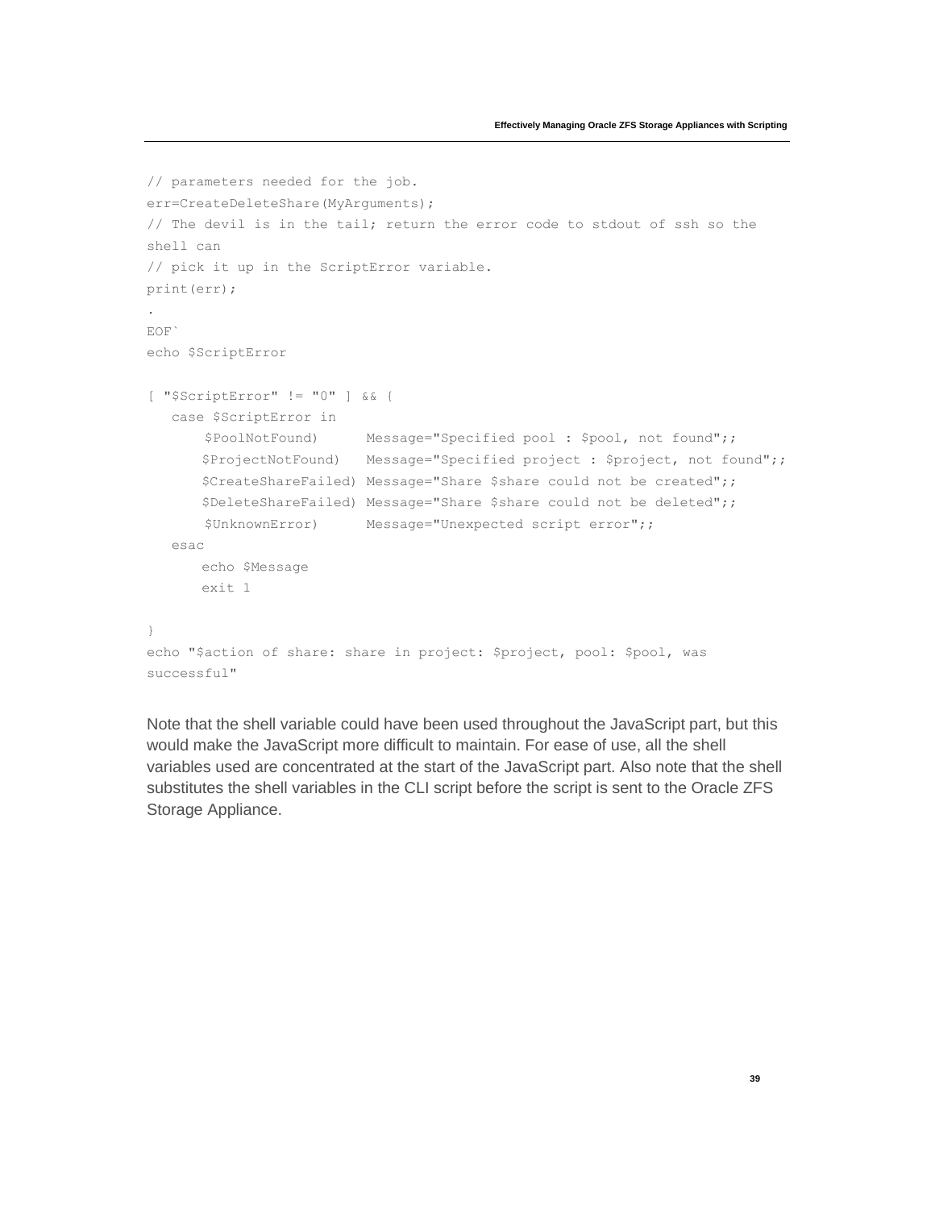```
// parameters needed for the job.
err=CreateDeleteShare(MyArguments);
// The devil is in the tail; return the error code to stdout of ssh so the
shell can
// pick it up in the ScriptError variable.
print(err);
.
EOF`
echo $ScriptError

[ "$ScriptError" != "0" ] && {
   case $ScriptError in
       $PoolNotFound)      Message="Specified pool : $pool, not found";;
       $ProjectNotFound)   Message="Specified project : $project, not found";;
       $CreateShareFailed) Message="Share $share could not be created";;
       $DeleteShareFailed) Message="Share $share could not be deleted";;
       $UnknownError)      Message="Unexpected script error";;
   esac
       echo $Message
       exit 1

}
echo "$action of share: share in project: $project, pool: $pool, was
successful"
```

Note that the shell variable could have been used throughout the JavaScript part, but this would make the JavaScript more difficult to maintain. For ease of use, all the shell variables used are concentrated at the start of the JavaScript part. Also note that the shell substitutes the shell variables in the CLI script before the script is sent to the Oracle ZFS Storage Appliance.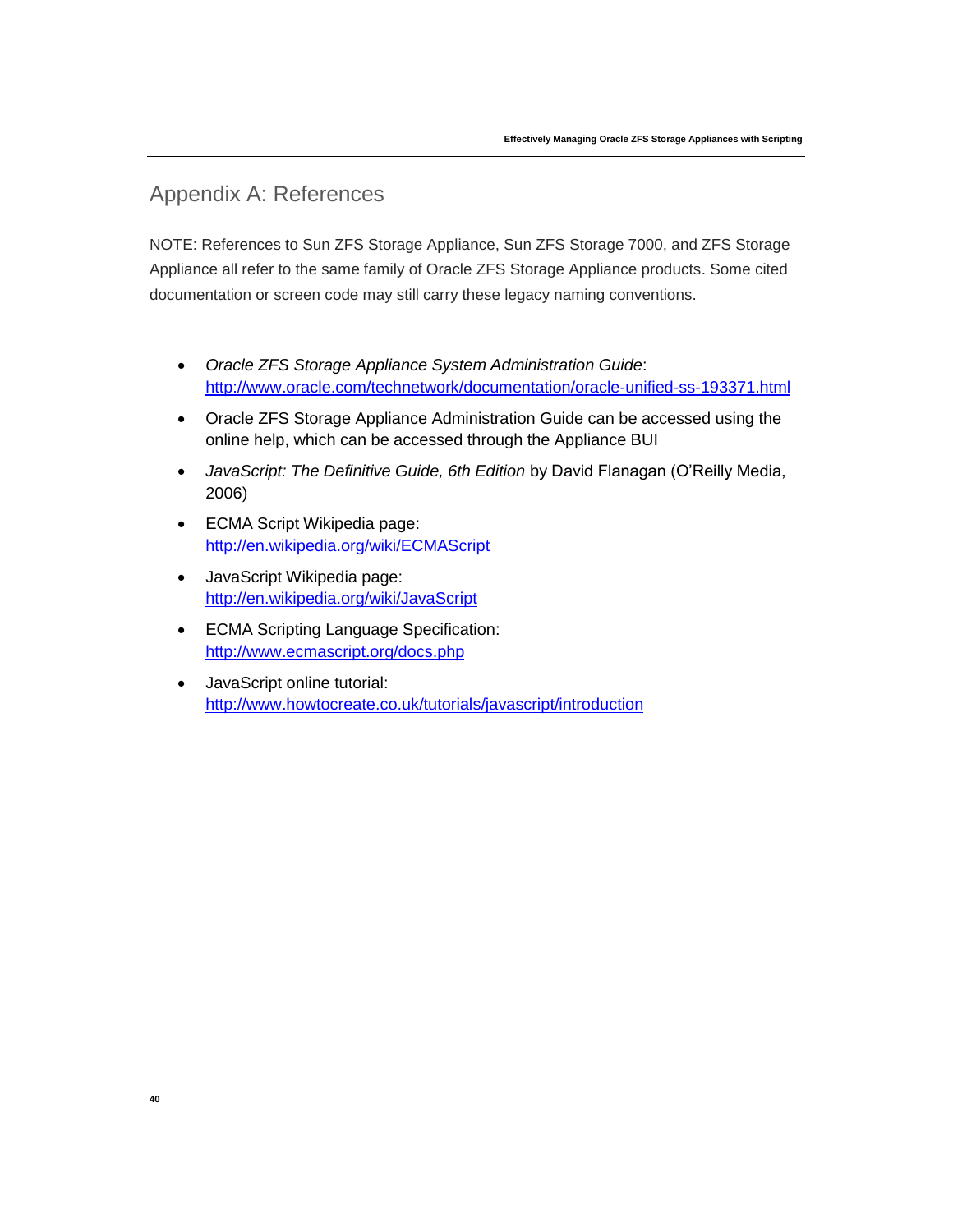## Appendix A: References

NOTE: References to Sun ZFS Storage Appliance, Sun ZFS Storage 7000, and ZFS Storage Appliance all refer to the same family of Oracle ZFS Storage Appliance products. Some cited documentation or screen code may still carry these legacy naming conventions.

- *Oracle ZFS Storage Appliance System Administration Guide*: [http://www.oracle.com/technetwork/documentation/oracle-unified-ss-193371.html](http://www.oracle.com/technetwork/documentation/oracle-unified-ss-193371.html)
- Oracle ZFS Storage Appliance Administration Guide can be accessed using the online help, which can be accessed through the Appliance BUI
- *JavaScript: The Definitive Guide, 6th Edition* by David Flanagan (O'Reilly Media, 2006)
- ECMA Script Wikipedia page: [http://en.wikipedia.org/wiki/ECMAScript](http://en.wikipedia.org/wiki/ECMAScript)
- JavaScript Wikipedia page: [http://en.wikipedia.org/wiki/JavaScript](http://en.wikipedia.org/wiki/JavaScript)
- ECMA Scripting Language Specification: [http://www.ecmascript.org/docs.php](http://www.ecmascript.org/docs.php)
- JavaScript online tutorial: [http://www.howtocreate.co.uk/tutorials/javascript/introduction](http://www.howtocreate.co.uk/tutorials/javascript/introduction)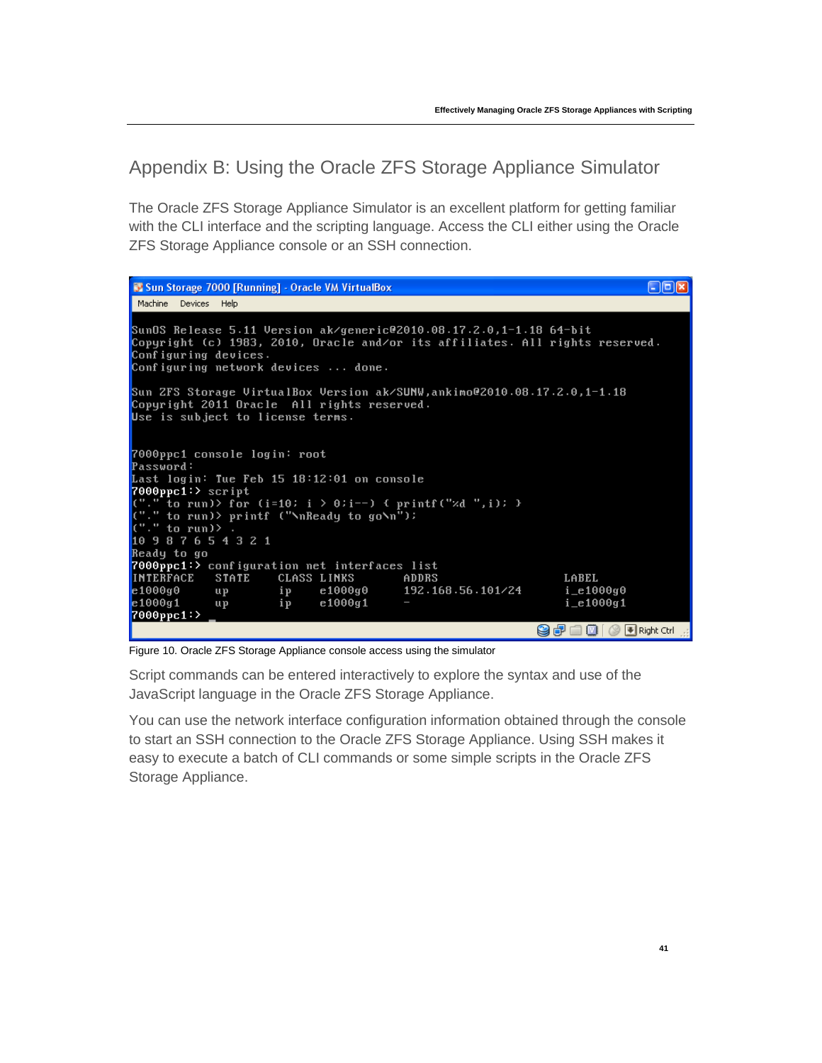## Appendix B: Using the Oracle ZFS Storage Appliance Simulator

The Oracle ZFS Storage Appliance Simulator is an excellent platform for getting familiar with the CLI interface and the scripting language. Access the CLI either using the Oracle ZFS Storage Appliance console or an SSH connection.

```
SunOS Release 5.11 Version ak/generic@2010.08.17.2.0,1-1.18 64-bit
Copyright (c) 1983, 2010, Oracle and/or its affiliates. All rights reserved.
Configuring devices.
Configuring network devices ... done.

Sun ZFS Storage VirtualBox Version ak/SUNW,ankimo@2010.08.17.2.0,1-1.18
Copyright 2011 Oracle  All rights reserved.
Use is subject to license terms.


7000ppc1 console login: root
Password:
Last login: Tue Feb 15 18:12:01 on console
7000ppc1:> script
("." to run)> for (i=10; i > 0;i--) { printf("%d ",i); }
("." to run)> printf ("\nReady to go\n");
("." to run)> .
10 9 8 7 6 5 4 3 2 1
Ready to go
7000ppc1:> configuration net interfaces list
INTERFACE   STATE    CLASS LINKS       ADDRS                  LABEL
e1000g0     up       ip    e1000g0     192.168.56.101/24      i_e1000g0
e1000g1     up       ip    e1000g1     -                      i_e1000g1
7000ppc1:>
```

Figure 10. Oracle ZFS Storage Appliance console access using the simulator

Script commands can be entered interactively to explore the syntax and use of the JavaScript language in the Oracle ZFS Storage Appliance.

You can use the network interface configuration information obtained through the console to start an SSH connection to the Oracle ZFS Storage Appliance. Using SSH makes it easy to execute a batch of CLI commands or some simple scripts in the Oracle ZFS Storage Appliance.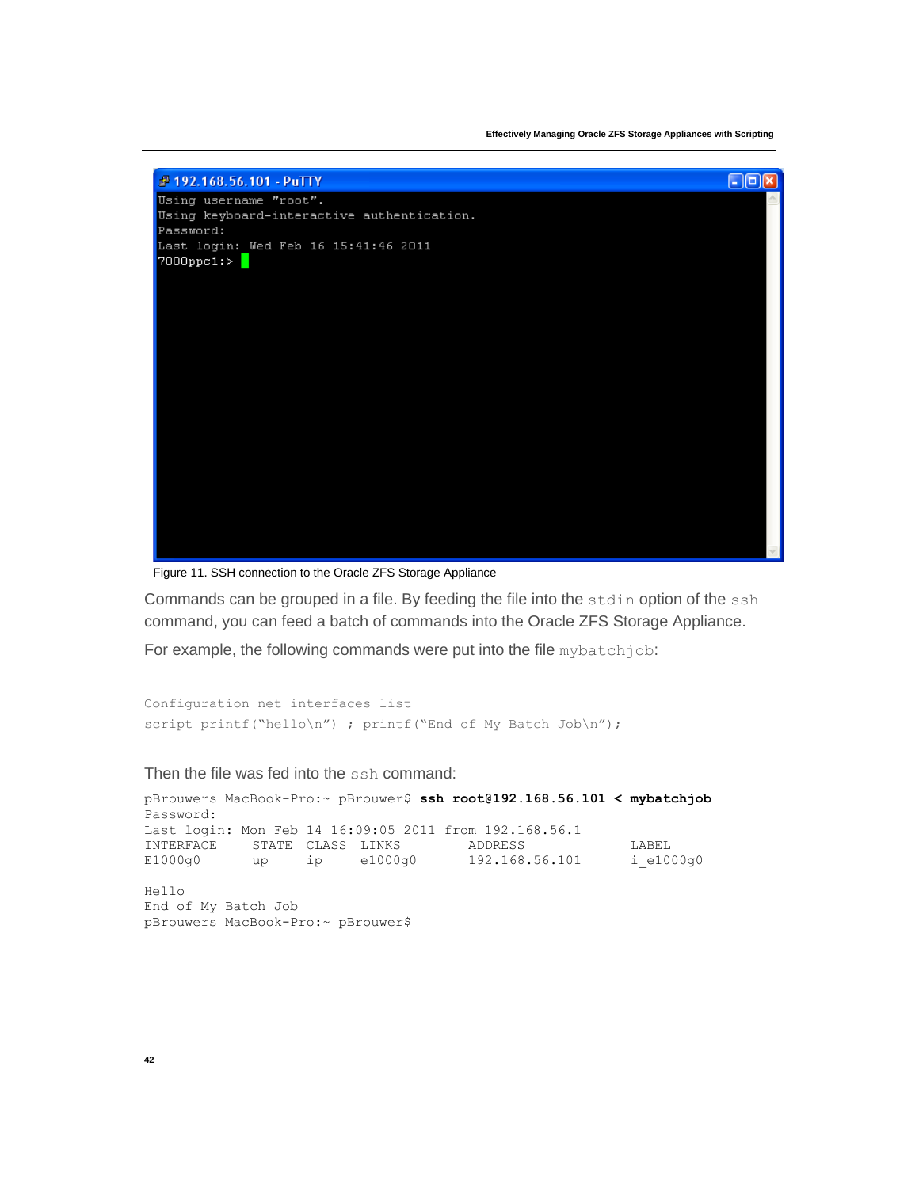```
Using username "root".
Using keyboard-interactive authentication.
Password:
Last login: Wed Feb 16 15:41:46 2011
7000ppc1:>
```

Figure 11. SSH connection to the Oracle ZFS Storage Appliance

Commands can be grouped in a file. By feeding the file into the `stdin` option of the `ssh` command, you can feed a batch of commands into the Oracle ZFS Storage Appliance.

For example, the following commands were put into the file `mybatchjob`:

```
Configuration net interfaces list
script printf("hello\n") ; printf("End of My Batch Job\n");
```

Then the file was fed into the `ssh` command:

```
pBrouwers MacBook-Pro:~ pBrouwer$ ssh root@192.168.56.101 < mybatchjob
Password:
Last login: Mon Feb 14 16:09:05 2011 from 192.168.56.1
INTERFACE     STATE  CLASS  LINKS        ADDRESS              LABEL
E1000g0       up     ip     e1000g0      192.168.56.101       i_e1000g0

Hello
End of My Batch Job
pBrouwers MacBook-Pro:~ pBrouwer$
```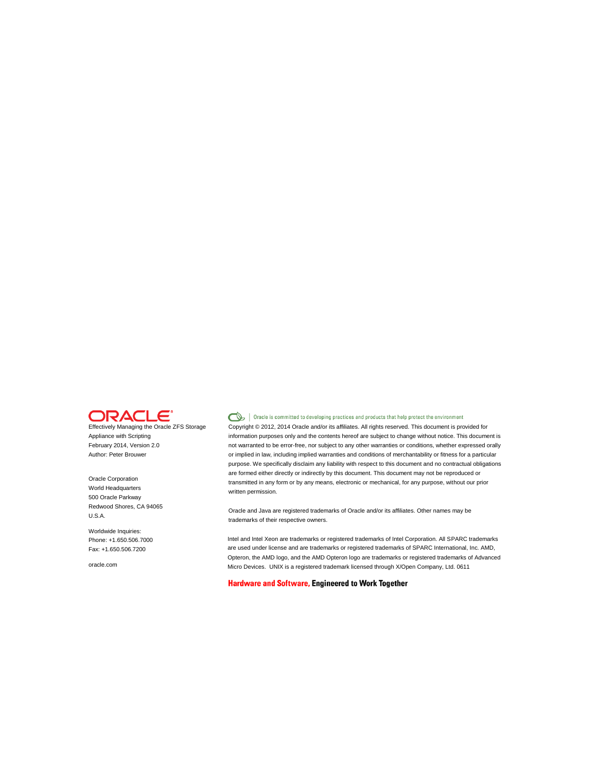ORACLE

Effectively Managing the Oracle ZFS Storage Appliance with Scripting
February 2014, Version 2.0
Author: Peter Brouwer

Oracle Corporation
World Headquarters
500 Oracle Parkway
Redwood Shores, CA 94065
U.S.A.

Worldwide Inquiries:
Phone: +1.650.506.7000
Fax: +1.650.506.7200

oracle.com

Oracle is committed to developing practices and products that help protect the environment

Copyright © 2012, 2014 Oracle and/or its affiliates. All rights reserved. This document is provided for information purposes only and the contents hereof are subject to change without notice. This document is not warranted to be error-free, nor subject to any other warranties or conditions, whether expressed orally or implied in law, including implied warranties and conditions of merchantability or fitness for a particular purpose. We specifically disclaim any liability with respect to this document and no contractual obligations are formed either directly or indirectly by this document. This document may not be reproduced or transmitted in any form or by any means, electronic or mechanical, for any purpose, without our prior written permission.

Oracle and Java are registered trademarks of Oracle and/or its affiliates. Other names may be trademarks of their respective owners.

Intel and Intel Xeon are trademarks or registered trademarks of Intel Corporation. All SPARC trademarks are used under license and are trademarks or registered trademarks of SPARC International, Inc. AMD, Opteron, the AMD logo, and the AMD Opteron logo are trademarks or registered trademarks of Advanced Micro Devices. UNIX is a registered trademark licensed through X/Open Company, Ltd. 0611

**Hardware and Software, Engineered to Work Together**